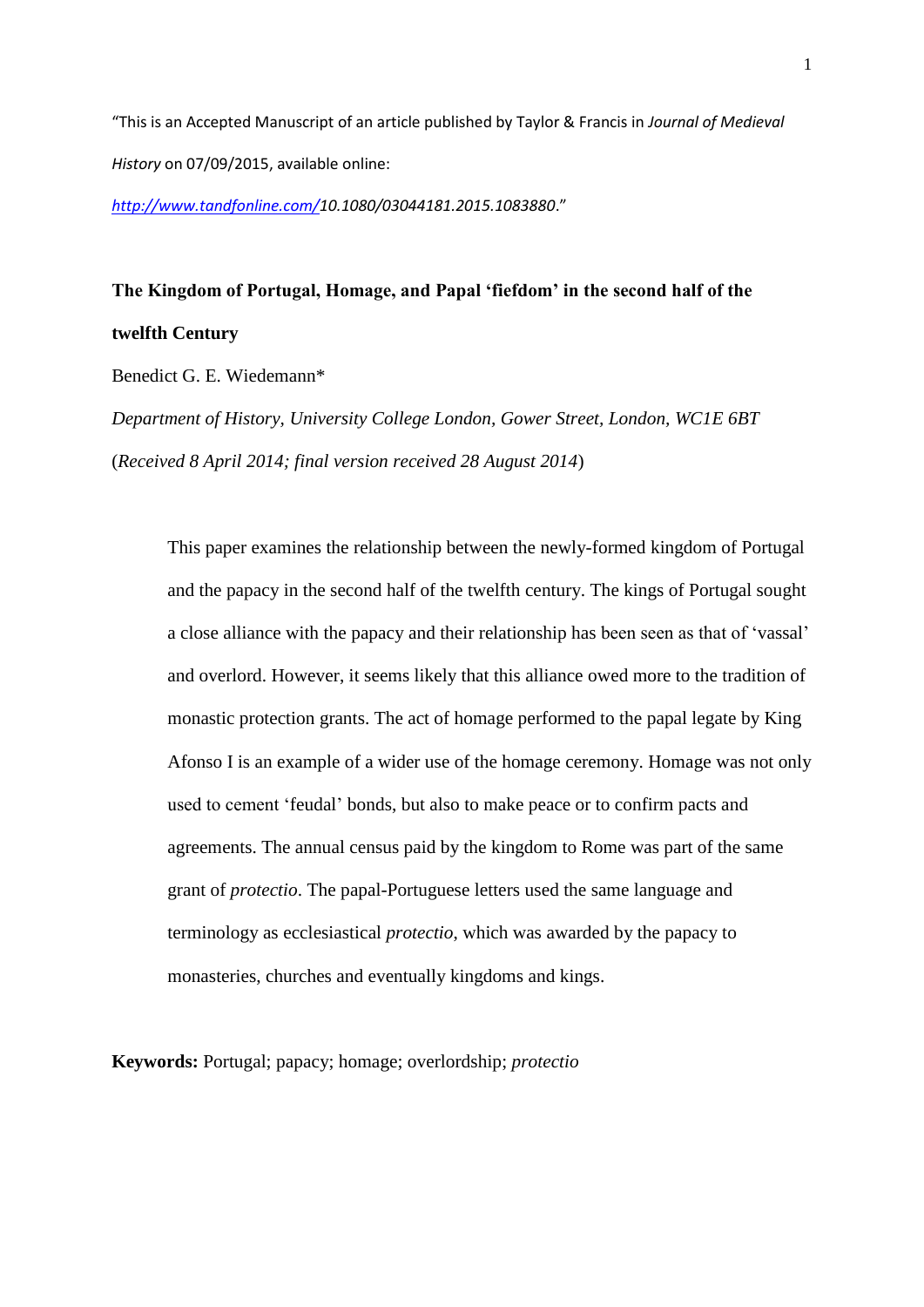"This is an Accepted Manuscript of an article published by Taylor & Francis in *Journal of Medieval History* on 07/09/2015, available online: http://www.tandfonline.com/10.1080/03044181.2015.1083880."

# The Kingdom of Portugal, Homage, and Papal 'fiefdom' in the second half of the twelfth Century

Benedict G. E. Wiedemann*

*Department of History, University College London, Gower Street, London, WC1E 6BT*

(*Received 8 April 2014; final version received 28 August 2014*)

> This paper examines the relationship between the newly-formed kingdom of Portugal and the papacy in the second half of the twelfth century. The kings of Portugal sought a close alliance with the papacy and their relationship has been seen as that of 'vassal' and overlord. However, it seems likely that this alliance owed more to the tradition of monastic protection grants. The act of homage performed to the papal legate by King Afonso I is an example of a wider use of the homage ceremony. Homage was not only used to cement 'feudal' bonds, but also to make peace or to confirm pacts and agreements. The annual census paid by the kingdom to Rome was part of the same grant of *protectio*. The papal-Portuguese letters used the same language and terminology as ecclesiastical *protectio*, which was awarded by the papacy to monasteries, churches and eventually kingdoms and kings.

**Keywords:** Portugal; papacy; homage; overlordship; *protectio*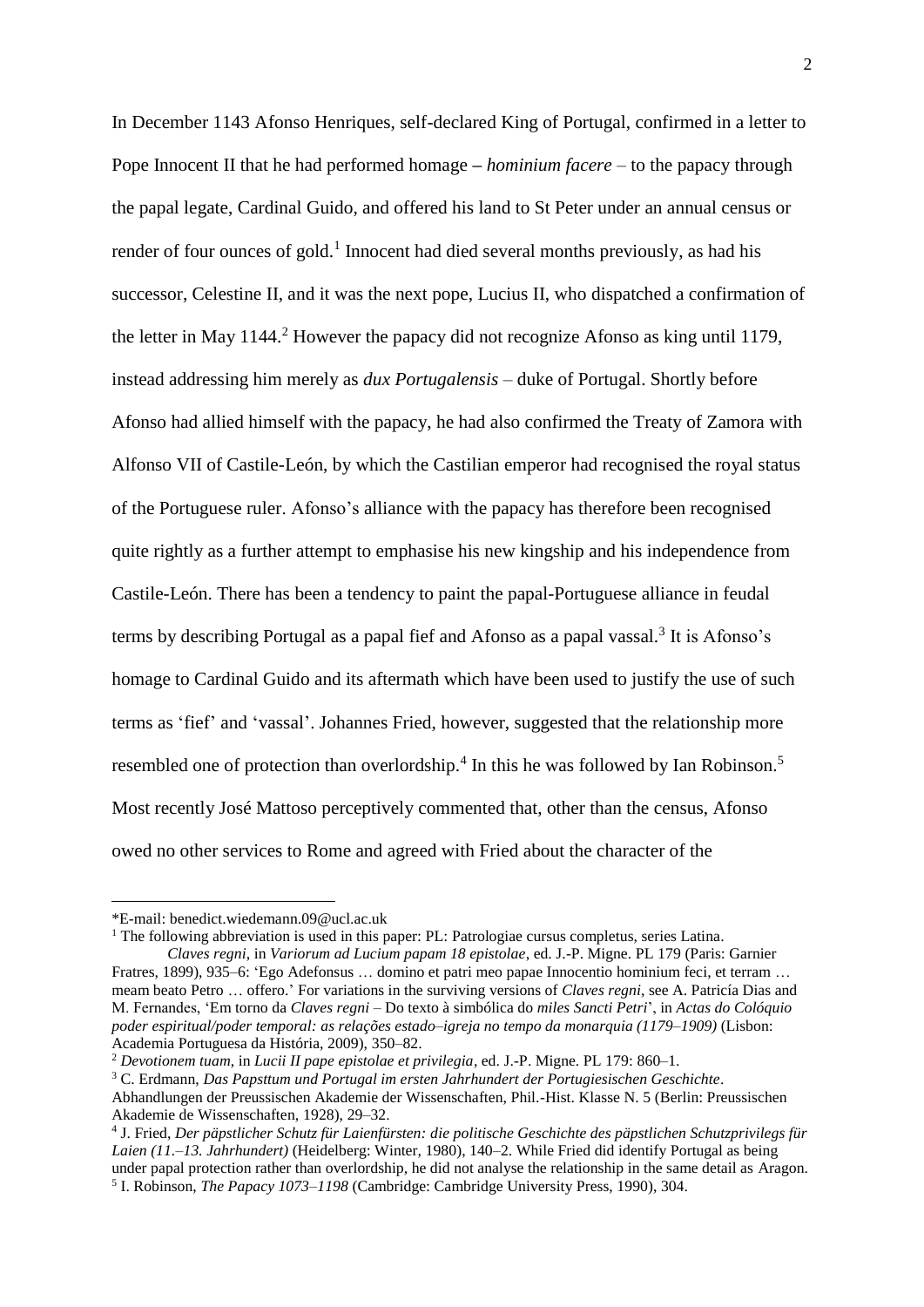In December 1143 Afonso Henriques, self-declared King of Portugal, confirmed in a letter to Pope Innocent II that he had performed homage – *hominium facere* – to the papacy through the papal legate, Cardinal Guido, and offered his land to St Peter under an annual census or render of four ounces of gold.[1] Innocent had died several months previously, as had his successor, Celestine II, and it was the next pope, Lucius II, who dispatched a confirmation of the letter in May 1144.[2] However the papacy did not recognize Afonso as king until 1179, instead addressing him merely as *dux Portugalensis* – duke of Portugal. Shortly before Afonso had allied himself with the papacy, he had also confirmed the Treaty of Zamora with Alfonso VII of Castile-León, by which the Castilian emperor had recognised the royal status of the Portuguese ruler. Afonso's alliance with the papacy has therefore been recognised quite rightly as a further attempt to emphasise his new kingship and his independence from Castile-León. There has been a tendency to paint the papal-Portuguese alliance in feudal terms by describing Portugal as a papal fief and Afonso as a papal vassal.[3] It is Afonso's homage to Cardinal Guido and its aftermath which have been used to justify the use of such terms as 'fief' and 'vassal'. Johannes Fried, however, suggested that the relationship more resembled one of protection than overlordship.[4] In this he was followed by Ian Robinson.[5] Most recently José Mattoso perceptively commented that, other than the census, Afonso owed no other services to Rome and agreed with Fried about the character of the

---

*E-mail: benedict.wiedemann.09@ucl.ac.uk

[1] The following abbreviation is used in this paper: PL: Patrologiae cursus completus, series Latina.
*Claves regni*, in *Variorum ad Lucium papam 18 epistolae*, ed. J.-P. Migne. PL 179 (Paris: Garnier Fratres, 1899), 935–6: 'Ego Adefonsus … domino et patri meo papae Innocentio hominium feci, et terram … meam beato Petro … offero.' For variations in the surviving versions of *Claves regni*, see A. Patricía Dias and M. Fernandes, 'Em torno da *Claves regni* – Do texto à simbólica do *miles Sancti Petri*', in *Actas do Colóquio poder espiritual/poder temporal: as relações estado–igreja no tempo da monarquia (1179–1909)* (Lisbon: Academia Portuguesa da História, 2009), 350–82.

[2] *Devotionem tuam*, in *Lucii II pape epistolae et privilegia*, ed. J.-P. Migne. PL 179: 860–1.

[3] C. Erdmann, *Das Papsttum und Portugal im ersten Jahrhundert der Portugiesischen Geschichte*. Abhandlungen der Preussischen Akademie der Wissenschaften, Phil.-Hist. Klasse N. 5 (Berlin: Preussischen Akademie de Wissenschaften, 1928), 29–32.

[4] J. Fried, *Der päpstlicher Schutz für Laienfürsten: die politische Geschichte des päpstlichen Schutzprivilegs für Laien (11.–13. Jahrhundert)* (Heidelberg: Winter, 1980), 140–2. While Fried did identify Portugal as being under papal protection rather than overlordship, he did not analyse the relationship in the same detail as Aragon.

[5] I. Robinson, *The Papacy 1073–1198* (Cambridge: Cambridge University Press, 1990), 304.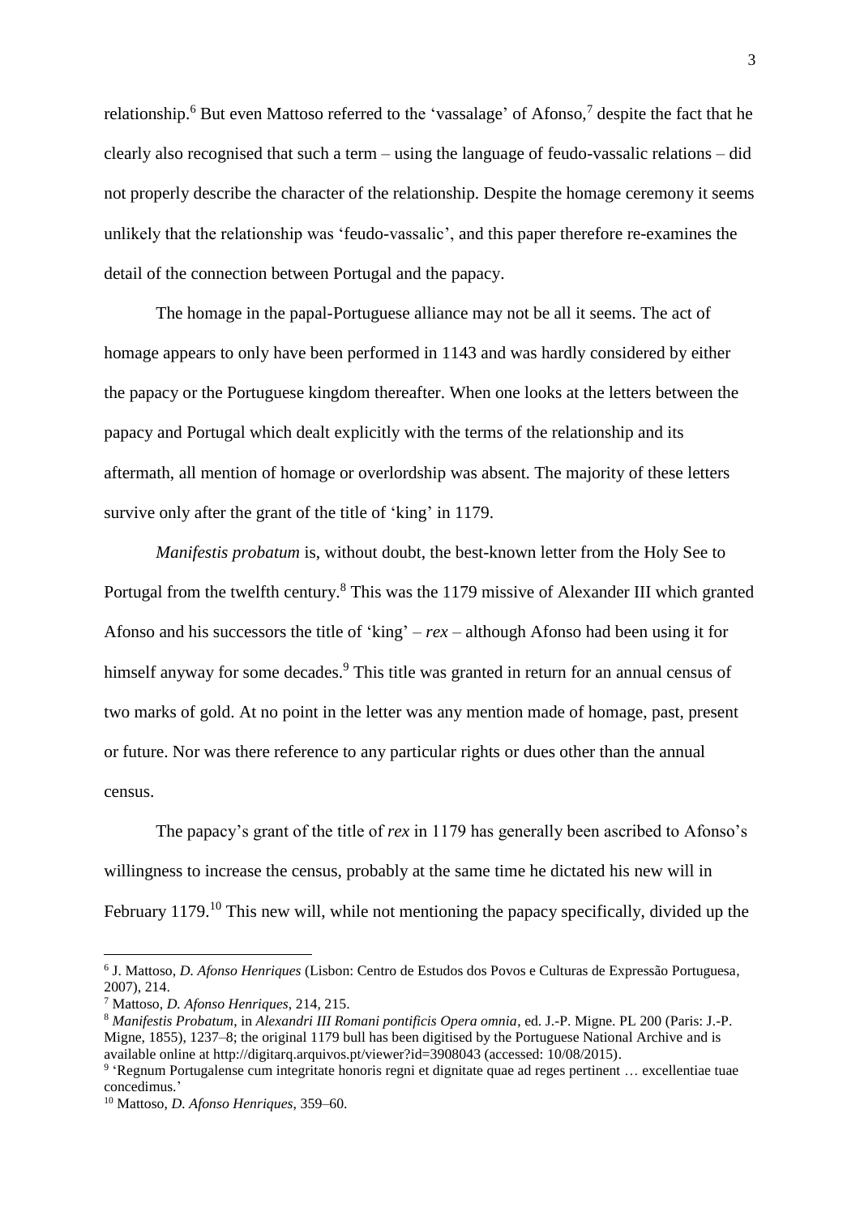relationship.[6] But even Mattoso referred to the 'vassalage' of Afonso,[7] despite the fact that he clearly also recognised that such a term – using the language of feudo-vassalic relations – did not properly describe the character of the relationship. Despite the homage ceremony it seems unlikely that the relationship was 'feudo-vassalic', and this paper therefore re-examines the detail of the connection between Portugal and the papacy.

The homage in the papal-Portuguese alliance may not be all it seems. The act of homage appears to only have been performed in 1143 and was hardly considered by either the papacy or the Portuguese kingdom thereafter. When one looks at the letters between the papacy and Portugal which dealt explicitly with the terms of the relationship and its aftermath, all mention of homage or overlordship was absent. The majority of these letters survive only after the grant of the title of 'king' in 1179.

*Manifestis probatum* is, without doubt, the best-known letter from the Holy See to Portugal from the twelfth century.[8] This was the 1179 missive of Alexander III which granted Afonso and his successors the title of 'king' – *rex* – although Afonso had been using it for himself anyway for some decades.[9] This title was granted in return for an annual census of two marks of gold. At no point in the letter was any mention made of homage, past, present or future. Nor was there reference to any particular rights or dues other than the annual census.

The papacy's grant of the title of *rex* in 1179 has generally been ascribed to Afonso's willingness to increase the census, probably at the same time he dictated his new will in February 1179.[10] This new will, while not mentioning the papacy specifically, divided up the

---

[6] J. Mattoso, *D. Afonso Henriques* (Lisbon: Centro de Estudos dos Povos e Culturas de Expressão Portuguesa, 2007), 214.

[7] Mattoso, *D. Afonso Henriques*, 214, 215.

[8] *Manifestis Probatum*, in *Alexandri III Romani pontificis Opera omnia*, ed. J.-P. Migne. PL 200 (Paris: J.-P. Migne, 1855), 1237–8; the original 1179 bull has been digitised by the Portuguese National Archive and is available online at http://digitarq.arquivos.pt/viewer?id=3908043 (accessed: 10/08/2015).

[9] 'Regnum Portugalense cum integritate honoris regni et dignitate quae ad reges pertinent … excellentiae tuae concedimus.'

[10] Mattoso, *D. Afonso Henriques*, 359–60.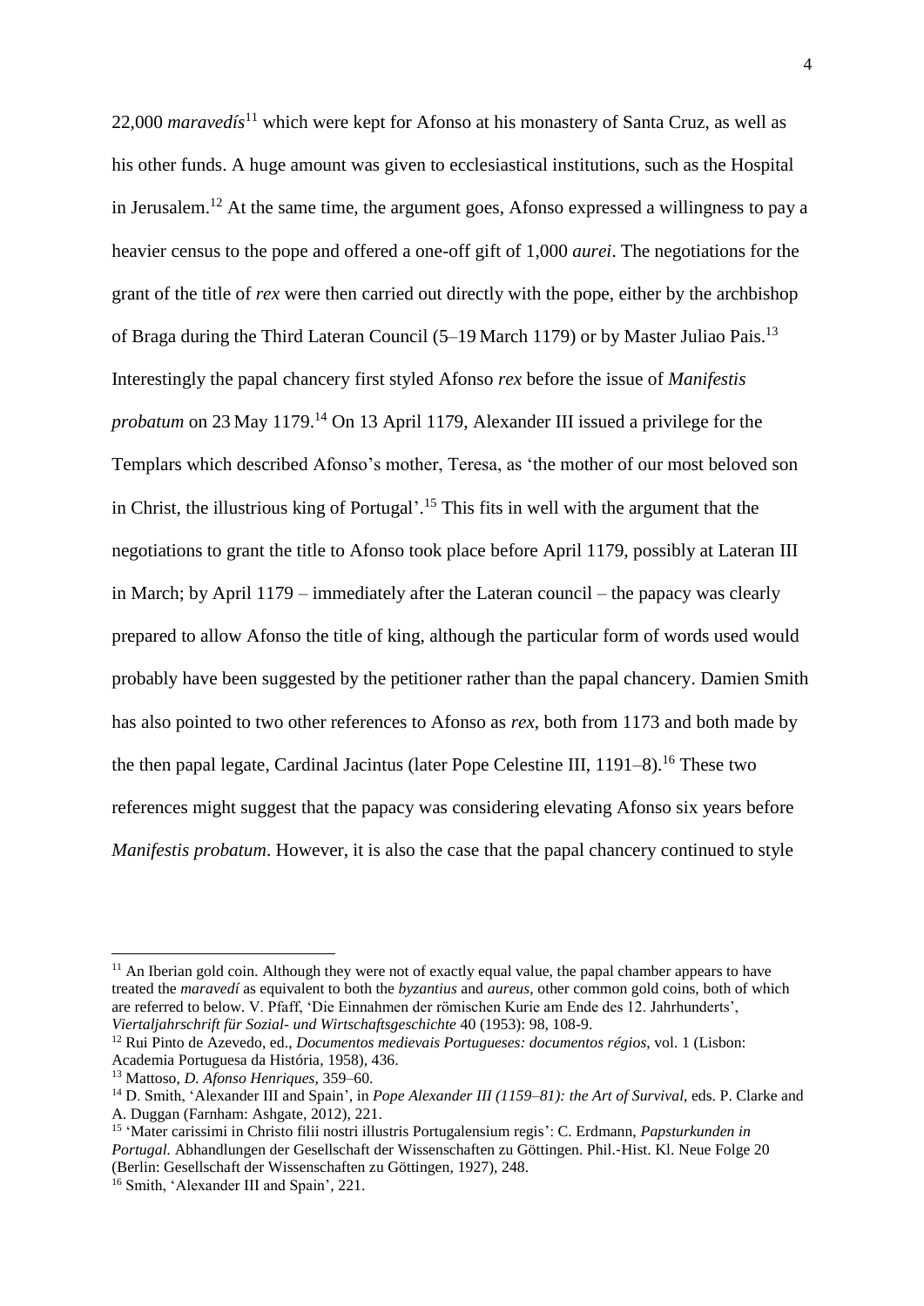22,000 *maravedís*[11] which were kept for Afonso at his monastery of Santa Cruz, as well as his other funds. A huge amount was given to ecclesiastical institutions, such as the Hospital in Jerusalem.[12] At the same time, the argument goes, Afonso expressed a willingness to pay a heavier census to the pope and offered a one-off gift of 1,000 *aurei*. The negotiations for the grant of the title of *rex* were then carried out directly with the pope, either by the archbishop of Braga during the Third Lateran Council (5–19 March 1179) or by Master Juliao Pais.[13] Interestingly the papal chancery first styled Afonso *rex* before the issue of *Manifestis probatum* on 23 May 1179.[14] On 13 April 1179, Alexander III issued a privilege for the Templars which described Afonso's mother, Teresa, as 'the mother of our most beloved son in Christ, the illustrious king of Portugal'.[15] This fits in well with the argument that the negotiations to grant the title to Afonso took place before April 1179, possibly at Lateran III in March; by April 1179 – immediately after the Lateran council – the papacy was clearly prepared to allow Afonso the title of king, although the particular form of words used would probably have been suggested by the petitioner rather than the papal chancery. Damien Smith has also pointed to two other references to Afonso as *rex*, both from 1173 and both made by the then papal legate, Cardinal Jacintus (later Pope Celestine III, 1191–8).[16] These two references might suggest that the papacy was considering elevating Afonso six years before *Manifestis probatum*. However, it is also the case that the papal chancery continued to style

---

[11] An Iberian gold coin. Although they were not of exactly equal value, the papal chamber appears to have treated the *maravedí* as equivalent to both the *byzantius* and *aureus*, other common gold coins, both of which are referred to below. V. Pfaff, 'Die Einnahmen der römischen Kurie am Ende des 12. Jahrhunderts', *Viertaljahrschrift für Sozial- und Wirtschaftsgeschichte* 40 (1953): 98, 108-9.

[12] Rui Pinto de Azevedo, ed., *Documentos medievais Portugueses: documentos régios*, vol. 1 (Lisbon: Academia Portuguesa da História, 1958), 436.

[13] Mattoso, *D. Afonso Henriques*, 359–60.

[14] D. Smith, 'Alexander III and Spain', in *Pope Alexander III (1159–81): the Art of Survival*, eds. P. Clarke and A. Duggan (Farnham: Ashgate, 2012), 221.

[15] 'Mater carissimi in Christo filii nostri illustris Portugalensium regis': C. Erdmann, *Papsturkunden in Portugal.* Abhandlungen der Gesellschaft der Wissenschaften zu Göttingen. Phil.-Hist. Kl. Neue Folge 20 (Berlin: Gesellschaft der Wissenschaften zu Göttingen, 1927), 248.

[16] Smith, 'Alexander III and Spain', 221.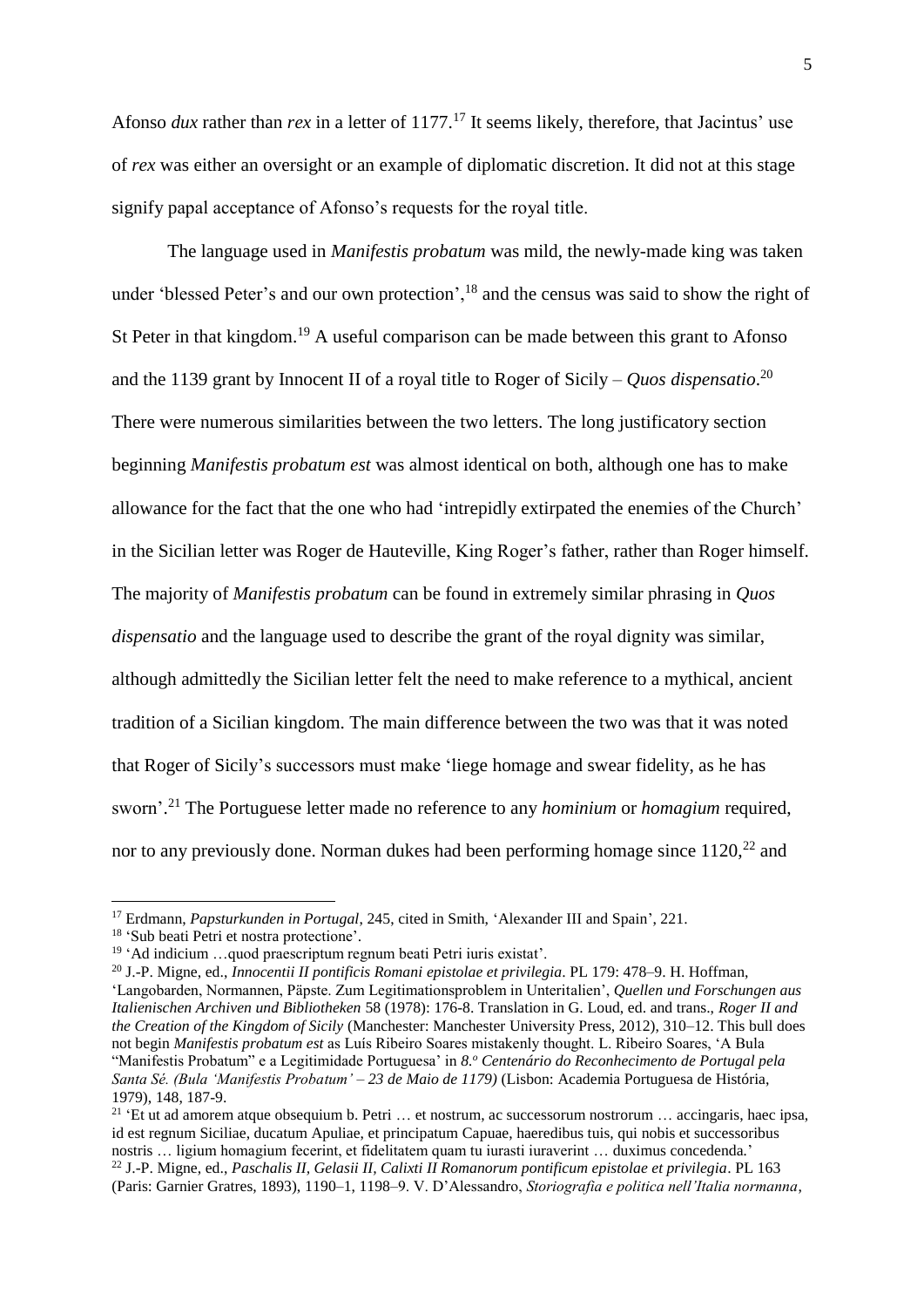Afonso *dux* rather than *rex* in a letter of 1177.[17] It seems likely, therefore, that Jacintus' use of *rex* was either an oversight or an example of diplomatic discretion. It did not at this stage signify papal acceptance of Afonso's requests for the royal title.

The language used in *Manifestis probatum* was mild, the newly-made king was taken under 'blessed Peter's and our own protection',[18] and the census was said to show the right of St Peter in that kingdom.[19] A useful comparison can be made between this grant to Afonso and the 1139 grant by Innocent II of a royal title to Roger of Sicily – *Quos dispensatio*.[20] There were numerous similarities between the two letters. The long justificatory section beginning *Manifestis probatum est* was almost identical on both, although one has to make allowance for the fact that the one who had 'intrepidly extirpated the enemies of the Church' in the Sicilian letter was Roger de Hauteville, King Roger's father, rather than Roger himself. The majority of *Manifestis probatum* can be found in extremely similar phrasing in *Quos dispensatio* and the language used to describe the grant of the royal dignity was similar, although admittedly the Sicilian letter felt the need to make reference to a mythical, ancient tradition of a Sicilian kingdom. The main difference between the two was that it was noted that Roger of Sicily's successors must make 'liege homage and swear fidelity, as he has sworn'.[21] The Portuguese letter made no reference to any *hominium* or *homagium* required, nor to any previously done. Norman dukes had been performing homage since 1120,[22] and

---

[17] Erdmann, *Papsturkunden in Portugal*, 245, cited in Smith, 'Alexander III and Spain', 221.

[18] 'Sub beati Petri et nostra protectione'.

[19] 'Ad indicium …quod praescriptum regnum beati Petri iuris existat'.

[20] J.-P. Migne, ed., *Innocentii II pontificis Romani epistolae et privilegia*. PL 179: 478–9. H. Hoffman, 'Langobarden, Normannen, Päpste. Zum Legitimationsproblem in Unteritalien', *Quellen und Forschungen aus Italienischen Archiven und Bibliotheken* 58 (1978): 176-8. Translation in G. Loud, ed. and trans., *Roger II and the Creation of the Kingdom of Sicily* (Manchester: Manchester University Press, 2012), 310–12. This bull does not begin *Manifestis probatum est* as Luís Ribeiro Soares mistakenly thought. L. Ribeiro Soares, 'A Bula "Manifestis Probatum" e a Legitimidade Portuguesa' in *8.º Centenário do Reconhecimento de Portugal pela Santa Sé. (Bula 'Manifestis Probatum' – 23 de Maio de 1179)* (Lisbon: Academia Portuguesa de História, 1979), 148, 187-9.

[21] 'Et ut ad amorem atque obsequium b. Petri … et nostrum, ac successorum nostrorum … accingaris, haec ipsa, id est regnum Siciliae, ducatum Apuliae, et principatum Capuae, haeredibus tuis, qui nobis et successoribus nostris … ligium homagium fecerint, et fidelitatem quam tu iurasti iuraverint … duximus concedenda.'

[22] J.-P. Migne, ed., *Paschalis II, Gelasii II, Calixti II Romanorum pontificum epistolae et privilegia*. PL 163 (Paris: Garnier Gratres, 1893), 1190–1, 1198–9. V. D'Alessandro, *Storiografia e politica nell'Italia normanna*,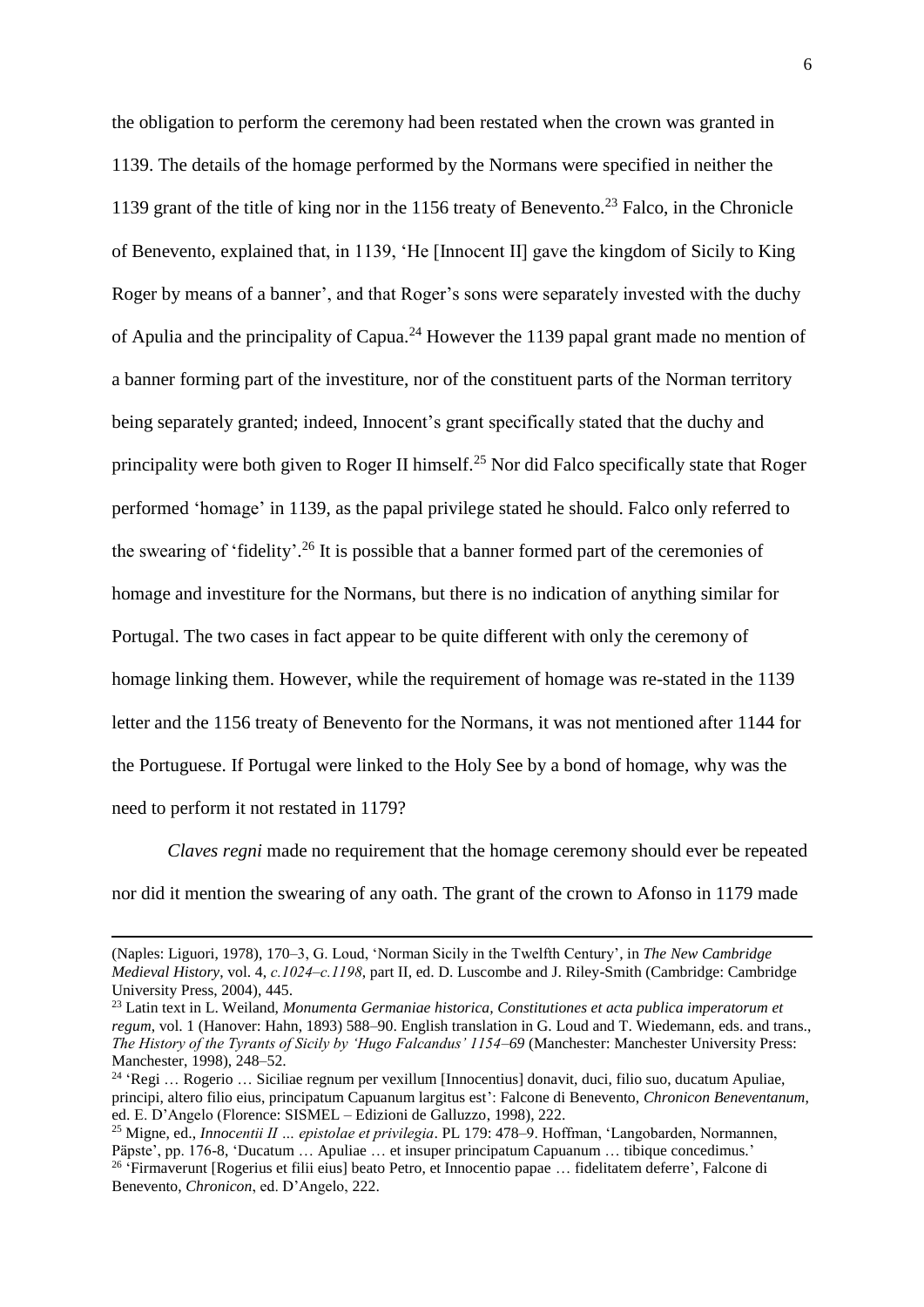the obligation to perform the ceremony had been restated when the crown was granted in 1139. The details of the homage performed by the Normans were specified in neither the 1139 grant of the title of king nor in the 1156 treaty of Benevento.[23] Falco, in the Chronicle of Benevento, explained that, in 1139, 'He [Innocent II] gave the kingdom of Sicily to King Roger by means of a banner', and that Roger's sons were separately invested with the duchy of Apulia and the principality of Capua.[24] However the 1139 papal grant made no mention of a banner forming part of the investiture, nor of the constituent parts of the Norman territory being separately granted; indeed, Innocent's grant specifically stated that the duchy and principality were both given to Roger II himself.[25] Nor did Falco specifically state that Roger performed 'homage' in 1139, as the papal privilege stated he should. Falco only referred to the swearing of 'fidelity'.[26] It is possible that a banner formed part of the ceremonies of homage and investiture for the Normans, but there is no indication of anything similar for Portugal. The two cases in fact appear to be quite different with only the ceremony of homage linking them. However, while the requirement of homage was re-stated in the 1139 letter and the 1156 treaty of Benevento for the Normans, it was not mentioned after 1144 for the Portuguese. If Portugal were linked to the Holy See by a bond of homage, why was the need to perform it not restated in 1179?

*Claves regni* made no requirement that the homage ceremony should ever be repeated nor did it mention the swearing of any oath. The grant of the crown to Afonso in 1179 made

---

(Naples: Liguori, 1978), 170–3, G. Loud, 'Norman Sicily in the Twelfth Century', in *The New Cambridge Medieval History*, vol. 4, *c.1024–c.1198*, part II, ed. D. Luscombe and J. Riley-Smith (Cambridge: Cambridge University Press, 2004), 445.

[23] Latin text in L. Weiland, *Monumenta Germaniae historica*, *Constitutiones et acta publica imperatorum et regum*, vol. 1 (Hanover: Hahn, 1893) 588–90. English translation in G. Loud and T. Wiedemann, eds. and trans., *The History of the Tyrants of Sicily by 'Hugo Falcandus' 1154–69* (Manchester: Manchester University Press: Manchester, 1998), 248–52.

[24] 'Regi … Rogerio … Siciliae regnum per vexillum [Innocentius] donavit, duci, filio suo, ducatum Apuliae, principi, altero filio eius, principatum Capuanum largitus est': Falcone di Benevento, *Chronicon Beneventanum*, ed. E. D'Angelo (Florence: SISMEL – Edizioni de Galluzzo, 1998), 222.

[25] Migne, ed., *Innocentii II … epistolae et privilegia*. PL 179: 478–9. Hoffman, 'Langobarden, Normannen, Päpste', pp. 176-8, 'Ducatum … Apuliae … et insuper principatum Capuanum … tibique concedimus.'

[26] 'Firmaverunt [Rogerius et filii eius] beato Petro, et Innocentio papae … fidelitatem deferre', Falcone di Benevento, *Chronicon*, ed. D'Angelo, 222.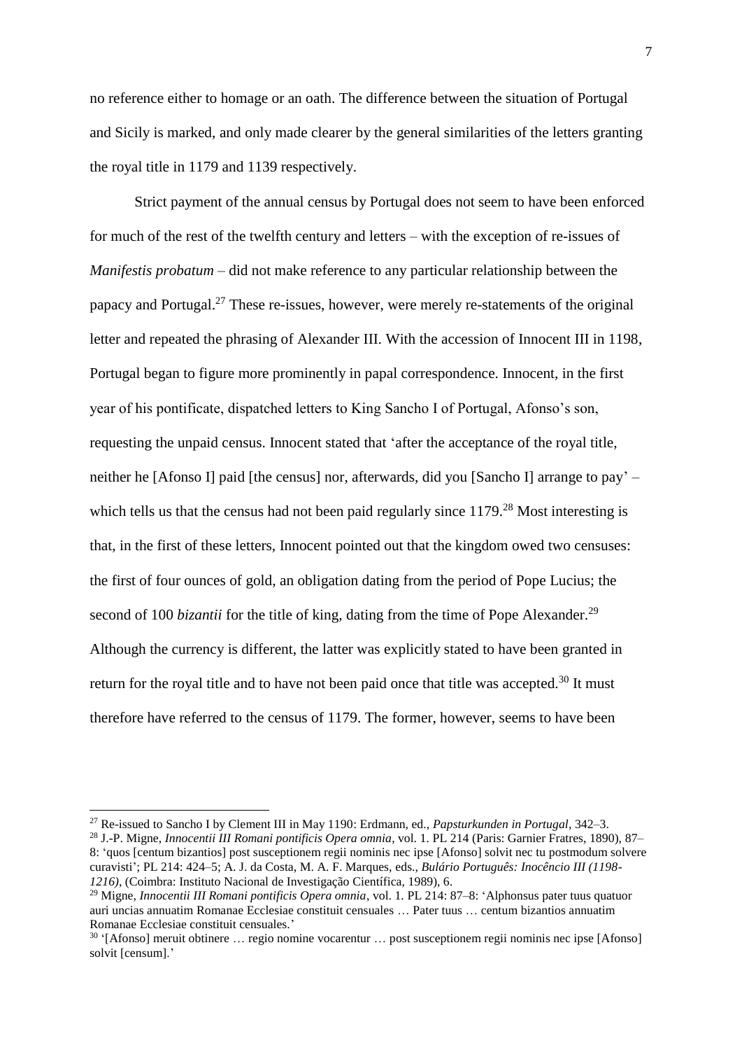no reference either to homage or an oath. The difference between the situation of Portugal and Sicily is marked, and only made clearer by the general similarities of the letters granting the royal title in 1179 and 1139 respectively.

Strict payment of the annual census by Portugal does not seem to have been enforced for much of the rest of the twelfth century and letters – with the exception of re-issues of *Manifestis probatum* – did not make reference to any particular relationship between the papacy and Portugal.[27] These re-issues, however, were merely re-statements of the original letter and repeated the phrasing of Alexander III. With the accession of Innocent III in 1198, Portugal began to figure more prominently in papal correspondence. Innocent, in the first year of his pontificate, dispatched letters to King Sancho I of Portugal, Afonso's son, requesting the unpaid census. Innocent stated that 'after the acceptance of the royal title, neither he [Afonso I] paid [the census] nor, afterwards, did you [Sancho I] arrange to pay' – which tells us that the census had not been paid regularly since 1179.[28] Most interesting is that, in the first of these letters, Innocent pointed out that the kingdom owed two censuses: the first of four ounces of gold, an obligation dating from the period of Pope Lucius; the second of 100 *bizantii* for the title of king, dating from the time of Pope Alexander.[29] Although the currency is different, the latter was explicitly stated to have been granted in return for the royal title and to have not been paid once that title was accepted.[30] It must therefore have referred to the census of 1179. The former, however, seems to have been

---

[27] Re-issued to Sancho I by Clement III in May 1190: Erdmann, ed., *Papsturkunden in Portugal*, 342–3.

[28] J.-P. Migne, *Innocentii III Romani pontificis Opera omnia*, vol. 1. PL 214 (Paris: Garnier Fratres, 1890), 87–8: 'quos [centum bizantios] post susceptionem regii nominis nec ipse [Afonso] solvit nec tu postmodum solvere curavisti'; PL 214: 424–5; A. J. da Costa, M. A. F. Marques, eds., *Bulário Português: Inocêncio III (1198-1216)*, (Coimbra: Instituto Nacional de Investigação Científica, 1989), 6.

[29] Migne, *Innocentii III Romani pontificis Opera omnia*, vol. 1. PL 214: 87–8: 'Alphonsus pater tuus quatuor auri uncias annuatim Romanae Ecclesiae constituit censuales … Pater tuus … centum bizantios annuatim Romanae Ecclesiae constituit censuales.'

[30] '[Afonso] meruit obtinere … regio nomine vocarentur … post susceptionem regii nominis nec ipse [Afonso] solvit [censum].'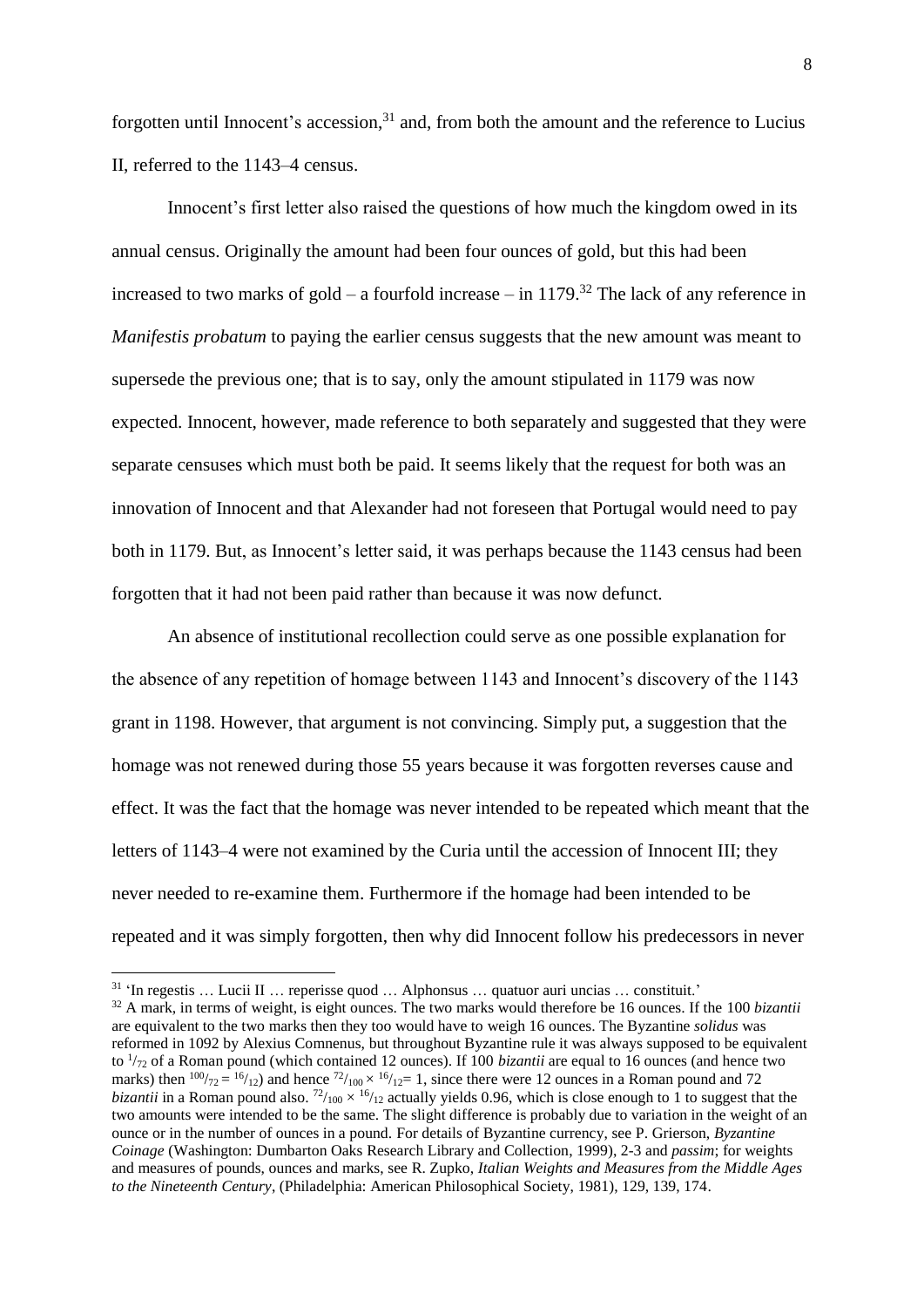forgotten until Innocent's accession,[31] and, from both the amount and the reference to Lucius II, referred to the 1143–4 census.

Innocent's first letter also raised the questions of how much the kingdom owed in its annual census. Originally the amount had been four ounces of gold, but this had been increased to two marks of gold – a fourfold increase – in 1179.[32] The lack of any reference in *Manifestis probatum* to paying the earlier census suggests that the new amount was meant to supersede the previous one; that is to say, only the amount stipulated in 1179 was now expected. Innocent, however, made reference to both separately and suggested that they were separate censuses which must both be paid. It seems likely that the request for both was an innovation of Innocent and that Alexander had not foreseen that Portugal would need to pay both in 1179. But, as Innocent's letter said, it was perhaps because the 1143 census had been forgotten that it had not been paid rather than because it was now defunct.

An absence of institutional recollection could serve as one possible explanation for the absence of any repetition of homage between 1143 and Innocent's discovery of the 1143 grant in 1198. However, that argument is not convincing. Simply put, a suggestion that the homage was not renewed during those 55 years because it was forgotten reverses cause and effect. It was the fact that the homage was never intended to be repeated which meant that the letters of 1143–4 were not examined by the Curia until the accession of Innocent III; they never needed to re-examine them. Furthermore if the homage had been intended to be repeated and it was simply forgotten, then why did Innocent follow his predecessors in never

---

[31] 'In regestis … Lucii II … reperisse quod … Alphonsus … quatuor auri uncias … constituit.'

[32] A mark, in terms of weight, is eight ounces. The two marks would therefore be 16 ounces. If the 100 *bizantii* are equivalent to the two marks then they too would have to weigh 16 ounces. The Byzantine *solidus* was reformed in 1092 by Alexius Comnenus, but throughout Byzantine rule it was always supposed to be equivalent to $^{1}/_{72}$ of a Roman pound (which contained 12 ounces). If 100 *bizantii* are equal to 16 ounces (and hence two marks) then $^{100}/_{72} = {^{16}/_{12}}$) and hence $^{72}/_{100} \times {^{16}/_{12}} = 1$, since there were 12 ounces in a Roman pound and 72 *bizantii* in a Roman pound also. $^{72}/_{100} \times {^{16}/_{12}}$ actually yields 0.96, which is close enough to 1 to suggest that the two amounts were intended to be the same. The slight difference is probably due to variation in the weight of an ounce or in the number of ounces in a pound. For details of Byzantine currency, see P. Grierson, *Byzantine Coinage* (Washington: Dumbarton Oaks Research Library and Collection, 1999), 2-3 and *passim*; for weights and measures of pounds, ounces and marks, see R. Zupko, *Italian Weights and Measures from the Middle Ages to the Nineteenth Century*, (Philadelphia: American Philosophical Society, 1981), 129, 139, 174.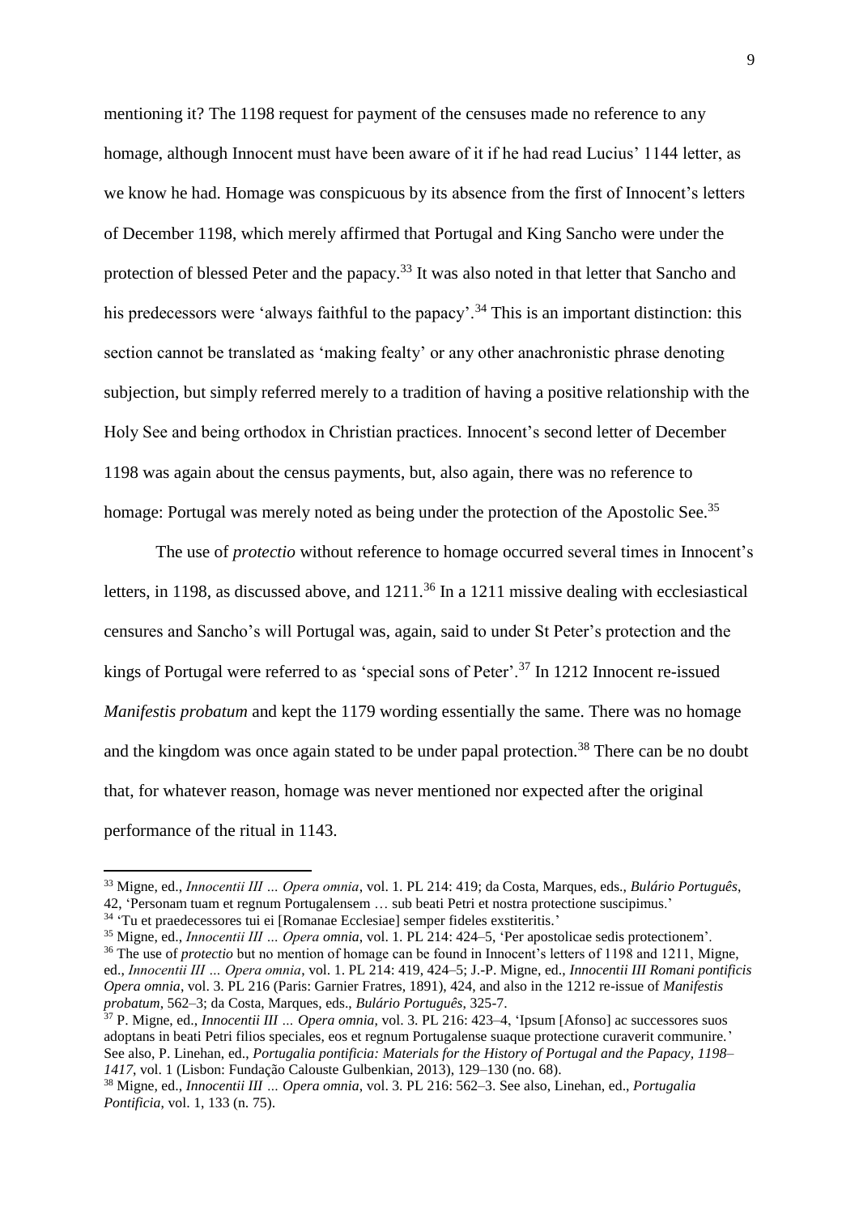mentioning it? The 1198 request for payment of the censuses made no reference to any homage, although Innocent must have been aware of it if he had read Lucius' 1144 letter, as we know he had. Homage was conspicuous by its absence from the first of Innocent's letters of December 1198, which merely affirmed that Portugal and King Sancho were under the protection of blessed Peter and the papacy.[33] It was also noted in that letter that Sancho and his predecessors were 'always faithful to the papacy'.[34] This is an important distinction: this section cannot be translated as 'making fealty' or any other anachronistic phrase denoting subjection, but simply referred merely to a tradition of having a positive relationship with the Holy See and being orthodox in Christian practices. Innocent's second letter of December 1198 was again about the census payments, but, also again, there was no reference to homage: Portugal was merely noted as being under the protection of the Apostolic See.[35]

The use of *protectio* without reference to homage occurred several times in Innocent's letters, in 1198, as discussed above, and 1211.[36] In a 1211 missive dealing with ecclesiastical censures and Sancho's will Portugal was, again, said to under St Peter's protection and the kings of Portugal were referred to as 'special sons of Peter'.[37] In 1212 Innocent re-issued *Manifestis probatum* and kept the 1179 wording essentially the same. There was no homage and the kingdom was once again stated to be under papal protection.[38] There can be no doubt that, for whatever reason, homage was never mentioned nor expected after the original performance of the ritual in 1143.

---

[33] Migne, ed., *Innocentii III … Opera omnia*, vol. 1. PL 214: 419; da Costa, Marques, eds., *Bulário Português*, 42, 'Personam tuam et regnum Portugalensem … sub beati Petri et nostra protectione suscipimus.'

[34] 'Tu et praedecessores tui ei [Romanae Ecclesiae] semper fideles exstiteritis.'

[35] Migne, ed., *Innocentii III … Opera omnia*, vol. 1. PL 214: 424–5, 'Per apostolicae sedis protectionem'.

[36] The use of *protectio* but no mention of homage can be found in Innocent's letters of 1198 and 1211, Migne, ed., *Innocentii III … Opera omnia*, vol. 1. PL 214: 419, 424–5; J.-P. Migne, ed., *Innocentii III Romani pontificis Opera omnia*, vol. 3. PL 216 (Paris: Garnier Fratres, 1891), 424, and also in the 1212 re-issue of *Manifestis probatum*, 562–3; da Costa, Marques, eds., *Bulário Português*, 325-7.

[37] P. Migne, ed., *Innocentii III … Opera omnia*, vol. 3. PL 216: 423–4, 'Ipsum [Afonso] ac successores suos adoptans in beati Petri filios speciales, eos et regnum Portugalense suaque protectione curaverit communire.' See also, P. Linehan, ed., *Portugalia pontificia: Materials for the History of Portugal and the Papacy, 1198–1417*, vol. 1 (Lisbon: Fundação Calouste Gulbenkian, 2013), 129–130 (no. 68).

[38] Migne, ed., *Innocentii III … Opera omnia*, vol. 3. PL 216: 562–3. See also, Linehan, ed., *Portugalia Pontificia*, vol. 1, 133 (n. 75).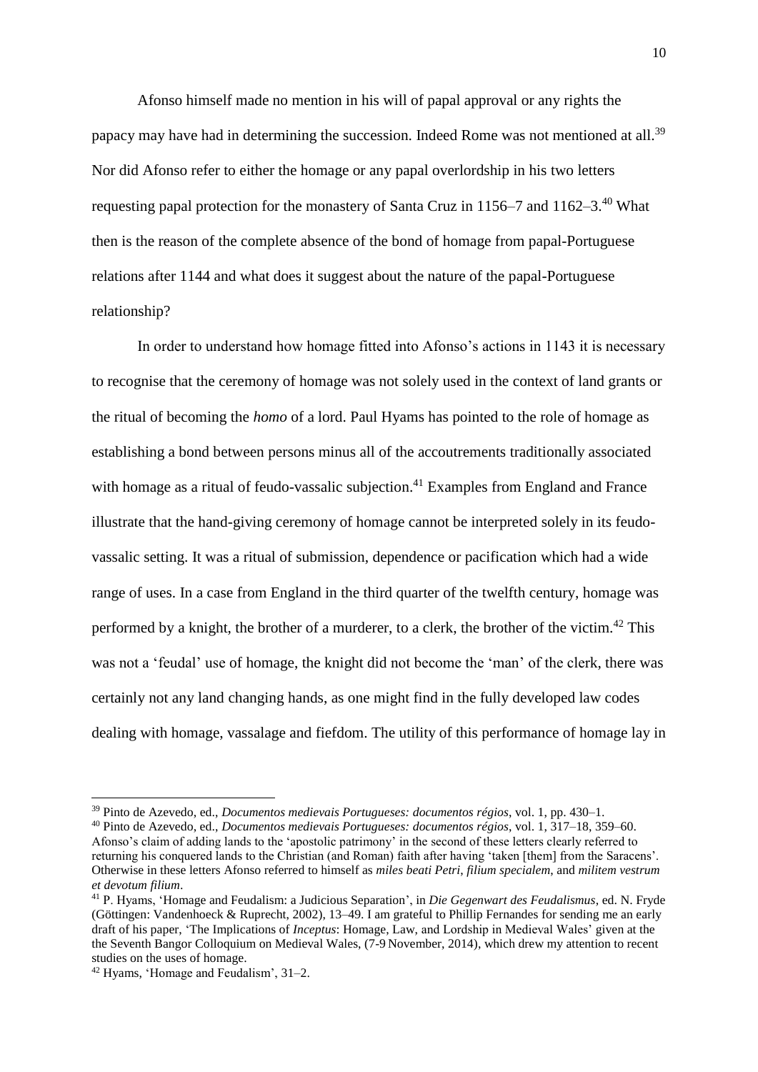Afonso himself made no mention in his will of papal approval or any rights the papacy may have had in determining the succession. Indeed Rome was not mentioned at all.[39] Nor did Afonso refer to either the homage or any papal overlordship in his two letters requesting papal protection for the monastery of Santa Cruz in 1156–7 and 1162–3.[40] What then is the reason of the complete absence of the bond of homage from papal-Portuguese relations after 1144 and what does it suggest about the nature of the papal-Portuguese relationship?

In order to understand how homage fitted into Afonso's actions in 1143 it is necessary to recognise that the ceremony of homage was not solely used in the context of land grants or the ritual of becoming the *homo* of a lord. Paul Hyams has pointed to the role of homage as establishing a bond between persons minus all of the accoutrements traditionally associated with homage as a ritual of feudo-vassalic subjection.[41] Examples from England and France illustrate that the hand-giving ceremony of homage cannot be interpreted solely in its feudo-vassalic setting. It was a ritual of submission, dependence or pacification which had a wide range of uses. In a case from England in the third quarter of the twelfth century, homage was performed by a knight, the brother of a murderer, to a clerk, the brother of the victim.[42] This was not a 'feudal' use of homage, the knight did not become the 'man' of the clerk, there was certainly not any land changing hands, as one might find in the fully developed law codes dealing with homage, vassalage and fiefdom. The utility of this performance of homage lay in

---

[39] Pinto de Azevedo, ed., *Documentos medievais Portugueses: documentos régios*, vol. 1, pp. 430–1.

[40] Pinto de Azevedo, ed., *Documentos medievais Portugueses: documentos régios*, vol. 1, 317–18, 359–60. Afonso's claim of adding lands to the 'apostolic patrimony' in the second of these letters clearly referred to returning his conquered lands to the Christian (and Roman) faith after having 'taken [them] from the Saracens'. Otherwise in these letters Afonso referred to himself as *miles beati Petri*, *filium specialem*, and *militem vestrum et devotum filium*.

[41] P. Hyams, 'Homage and Feudalism: a Judicious Separation', in *Die Gegenwart des Feudalismus*, ed. N. Fryde (Göttingen: Vandenhoeck & Ruprecht, 2002), 13–49. I am grateful to Phillip Fernandes for sending me an early draft of his paper, 'The Implications of *Inceptus*: Homage, Law, and Lordship in Medieval Wales' given at the the Seventh Bangor Colloquium on Medieval Wales, (7-9 November, 2014), which drew my attention to recent studies on the uses of homage.

[42] Hyams, 'Homage and Feudalism', 31–2.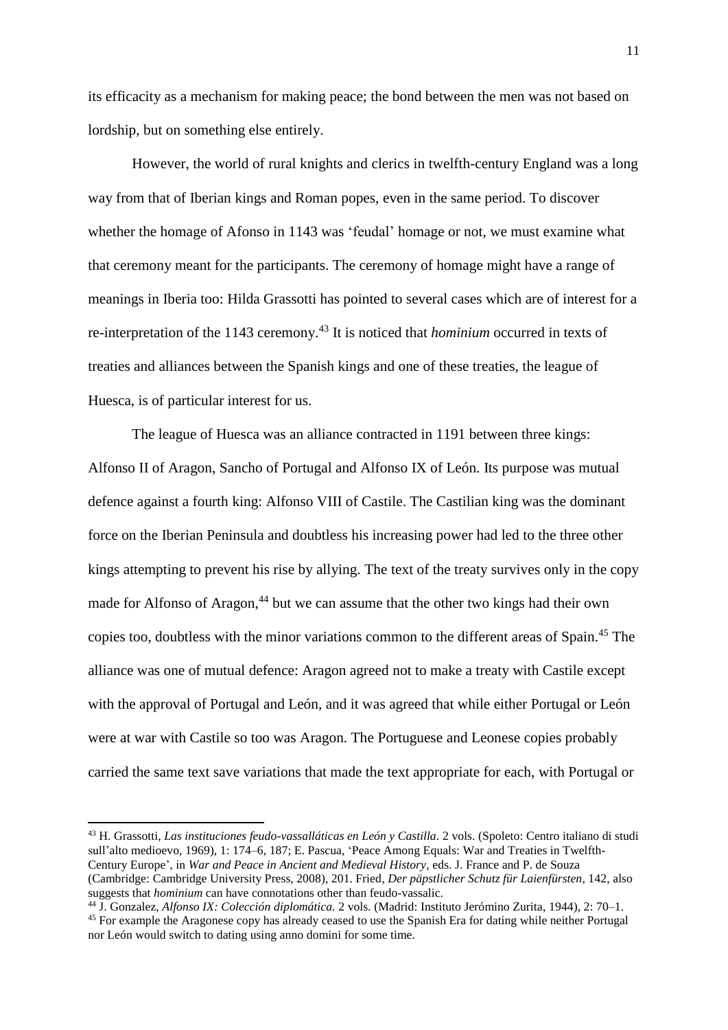its efficacity as a mechanism for making peace; the bond between the men was not based on lordship, but on something else entirely.

However, the world of rural knights and clerics in twelfth-century England was a long way from that of Iberian kings and Roman popes, even in the same period. To discover whether the homage of Afonso in 1143 was 'feudal' homage or not, we must examine what that ceremony meant for the participants. The ceremony of homage might have a range of meanings in Iberia too: Hilda Grassotti has pointed to several cases which are of interest for a re-interpretation of the 1143 ceremony.[43] It is noticed that *hominium* occurred in texts of treaties and alliances between the Spanish kings and one of these treaties, the league of Huesca, is of particular interest for us.

The league of Huesca was an alliance contracted in 1191 between three kings: Alfonso II of Aragon, Sancho of Portugal and Alfonso IX of León. Its purpose was mutual defence against a fourth king: Alfonso VIII of Castile. The Castilian king was the dominant force on the Iberian Peninsula and doubtless his increasing power had led to the three other kings attempting to prevent his rise by allying. The text of the treaty survives only in the copy made for Alfonso of Aragon,[44] but we can assume that the other two kings had their own copies too, doubtless with the minor variations common to the different areas of Spain.[45] The alliance was one of mutual defence: Aragon agreed not to make a treaty with Castile except with the approval of Portugal and León, and it was agreed that while either Portugal or León were at war with Castile so too was Aragon. The Portuguese and Leonese copies probably carried the same text save variations that made the text appropriate for each, with Portugal or

---

[43] H. Grassotti, *Las instituciones feudo-vassalláticas en León y Castilla*. 2 vols. (Spoleto: Centro italiano di studi sull'alto medioevo, 1969), 1: 174–6, 187; E. Pascua, 'Peace Among Equals: War and Treaties in Twelfth-Century Europe', in *War and Peace in Ancient and Medieval History*, eds. J. France and P. de Souza (Cambridge: Cambridge University Press, 2008), 201. Fried, *Der päpstlicher Schutz für Laienfürsten*, 142, also suggests that *hominium* can have connotations other than feudo-vassalic.

[44] J. Gonzalez, *Alfonso IX: Colección diplomática*. 2 vols. (Madrid: Instituto Jerómino Zurita, 1944), 2: 70–1.

[45] For example the Aragonese copy has already ceased to use the Spanish Era for dating while neither Portugal nor León would switch to dating using anno domini for some time.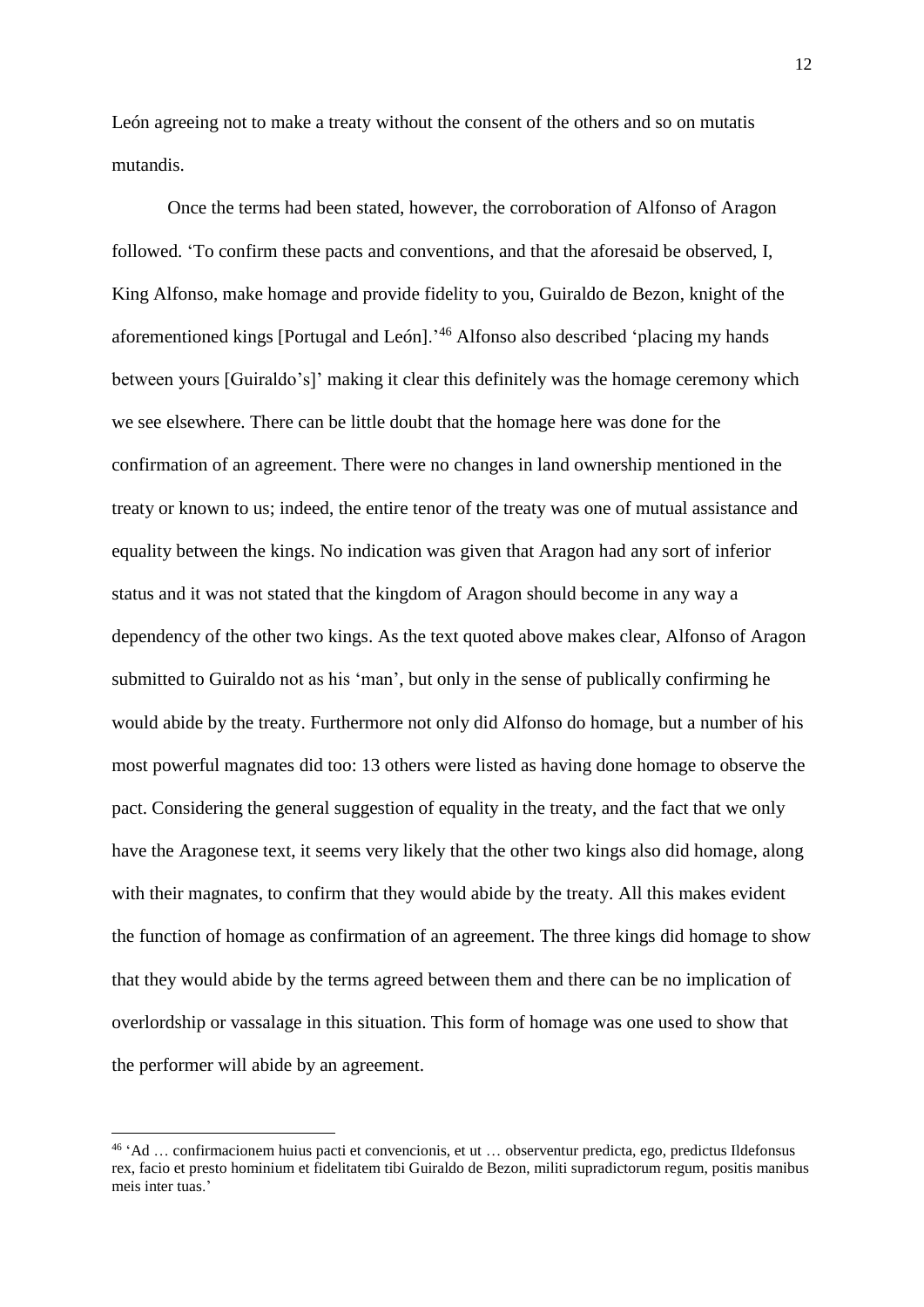León agreeing not to make a treaty without the consent of the others and so on mutatis mutandis.

Once the terms had been stated, however, the corroboration of Alfonso of Aragon followed. 'To confirm these pacts and conventions, and that the aforesaid be observed, I, King Alfonso, make homage and provide fidelity to you, Guiraldo de Bezon, knight of the aforementioned kings [Portugal and León].'[46] Alfonso also described 'placing my hands between yours [Guiraldo's]' making it clear this definitely was the homage ceremony which we see elsewhere. There can be little doubt that the homage here was done for the confirmation of an agreement. There were no changes in land ownership mentioned in the treaty or known to us; indeed, the entire tenor of the treaty was one of mutual assistance and equality between the kings. No indication was given that Aragon had any sort of inferior status and it was not stated that the kingdom of Aragon should become in any way a dependency of the other two kings. As the text quoted above makes clear, Alfonso of Aragon submitted to Guiraldo not as his 'man', but only in the sense of publically confirming he would abide by the treaty. Furthermore not only did Alfonso do homage, but a number of his most powerful magnates did too: 13 others were listed as having done homage to observe the pact. Considering the general suggestion of equality in the treaty, and the fact that we only have the Aragonese text, it seems very likely that the other two kings also did homage, along with their magnates, to confirm that they would abide by the treaty. All this makes evident the function of homage as confirmation of an agreement. The three kings did homage to show that they would abide by the terms agreed between them and there can be no implication of overlordship or vassalage in this situation. This form of homage was one used to show that the performer will abide by an agreement.

[46] 'Ad … confirmacionem huius pacti et convencionis, et ut … observentur predicta, ego, predictus Ildefonsus rex, facio et presto hominium et fidelitatem tibi Guiraldo de Bezon, militi supradictorum regum, positis manibus meis inter tuas.'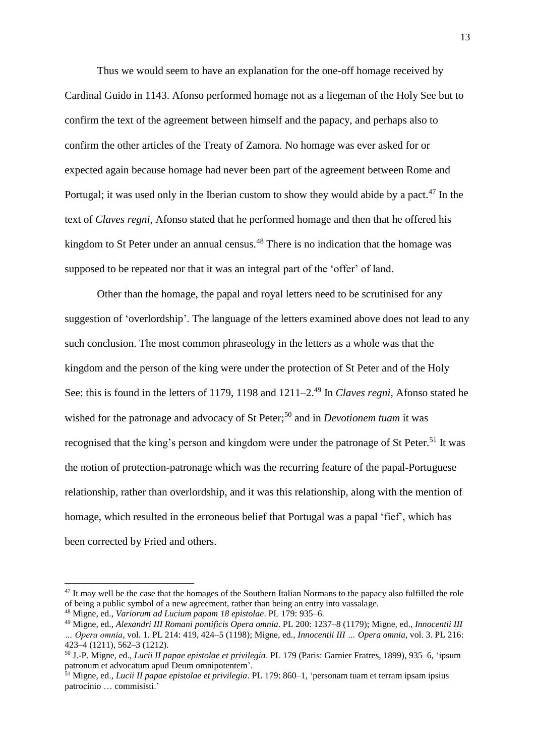Thus we would seem to have an explanation for the one-off homage received by Cardinal Guido in 1143. Afonso performed homage not as a liegeman of the Holy See but to confirm the text of the agreement between himself and the papacy, and perhaps also to confirm the other articles of the Treaty of Zamora. No homage was ever asked for or expected again because homage had never been part of the agreement between Rome and Portugal; it was used only in the Iberian custom to show they would abide by a pact.[47] In the text of *Claves regni*, Afonso stated that he performed homage and then that he offered his kingdom to St Peter under an annual census.[48] There is no indication that the homage was supposed to be repeated nor that it was an integral part of the 'offer' of land.

Other than the homage, the papal and royal letters need to be scrutinised for any suggestion of 'overlordship'. The language of the letters examined above does not lead to any such conclusion. The most common phraseology in the letters as a whole was that the kingdom and the person of the king were under the protection of St Peter and of the Holy See: this is found in the letters of 1179, 1198 and 1211–2.[49] In *Claves regni*, Afonso stated he wished for the patronage and advocacy of St Peter;[50] and in *Devotionem tuam* it was recognised that the king's person and kingdom were under the patronage of St Peter.[51] It was the notion of protection-patronage which was the recurring feature of the papal-Portuguese relationship, rather than overlordship, and it was this relationship, along with the mention of homage, which resulted in the erroneous belief that Portugal was a papal 'fief', which has been corrected by Fried and others.

---

[47] It may well be the case that the homages of the Southern Italian Normans to the papacy also fulfilled the role of being a public symbol of a new agreement, rather than being an entry into vassalage.

[48] Migne, ed., *Variorum ad Lucium papam 18 epistolae*. PL 179: 935–6.

[49] Migne, ed., *Alexandri III Romani pontificis Opera omnia*. PL 200: 1237–8 (1179); Migne, ed., *Innocentii III … Opera omnia*, vol. 1. PL 214: 419, 424–5 (1198); Migne, ed., *Innocentii III … Opera omnia*, vol. 3. PL 216: 423–4 (1211), 562–3 (1212).

[50] J.-P. Migne, ed., *Lucii II papae epistolae et privilegia*. PL 179 (Paris: Garnier Fratres, 1899), 935–6, 'ipsum patronum et advocatum apud Deum omnipotentem'.

[51] Migne, ed., *Lucii II papae epistolae et privilegia*. PL 179: 860–1, 'personam tuam et terram ipsam ipsius patrocinio … commisisti.'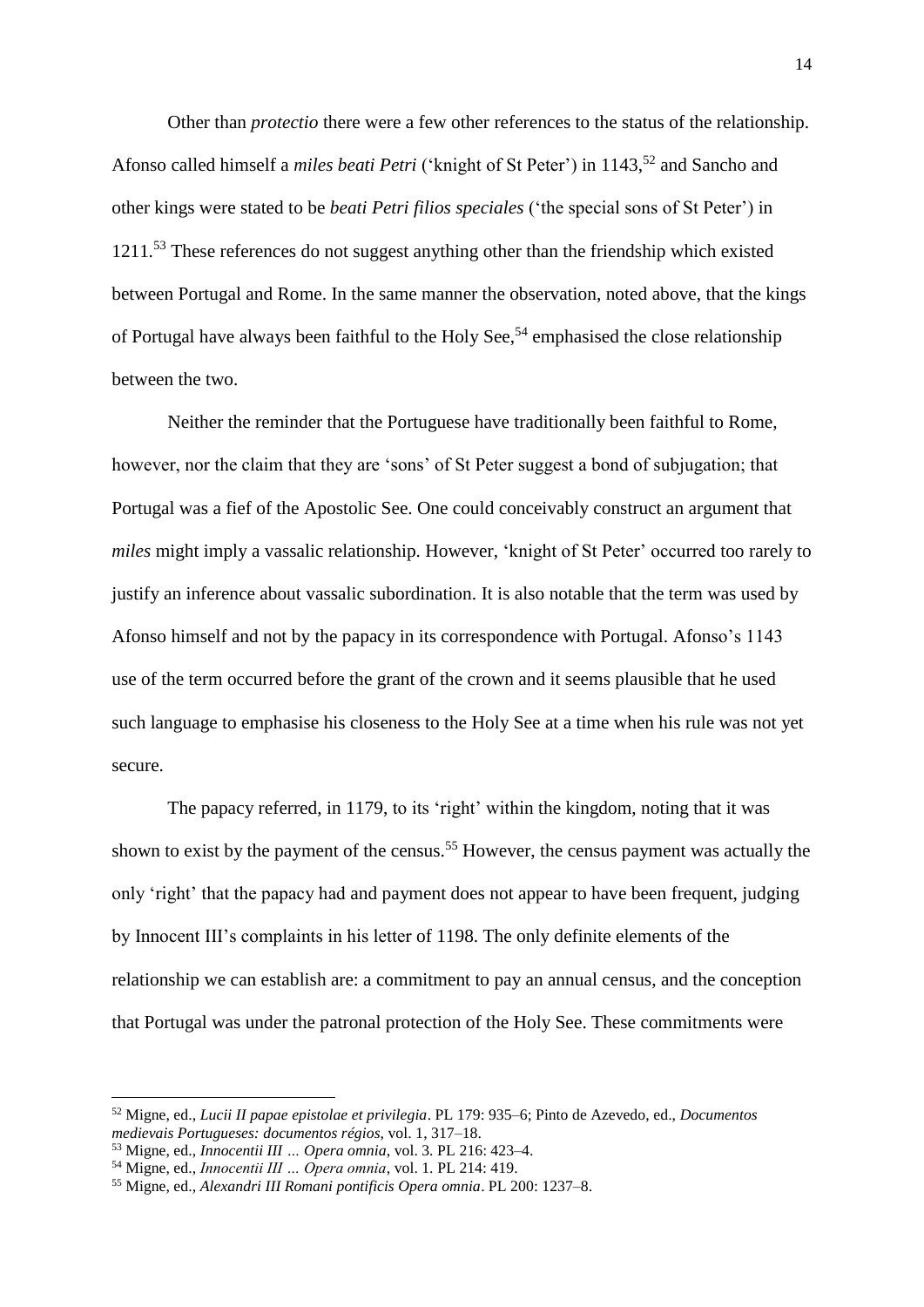Other than *protectio* there were a few other references to the status of the relationship. Afonso called himself a *miles beati Petri* ('knight of St Peter') in 1143,[52] and Sancho and other kings were stated to be *beati Petri filios speciales* ('the special sons of St Peter') in 1211.[53] These references do not suggest anything other than the friendship which existed between Portugal and Rome. In the same manner the observation, noted above, that the kings of Portugal have always been faithful to the Holy See,[54] emphasised the close relationship between the two.

Neither the reminder that the Portuguese have traditionally been faithful to Rome, however, nor the claim that they are 'sons' of St Peter suggest a bond of subjugation; that Portugal was a fief of the Apostolic See. One could conceivably construct an argument that *miles* might imply a vassalic relationship. However, 'knight of St Peter' occurred too rarely to justify an inference about vassalic subordination. It is also notable that the term was used by Afonso himself and not by the papacy in its correspondence with Portugal. Afonso's 1143 use of the term occurred before the grant of the crown and it seems plausible that he used such language to emphasise his closeness to the Holy See at a time when his rule was not yet secure.

The papacy referred, in 1179, to its 'right' within the kingdom, noting that it was shown to exist by the payment of the census.[55] However, the census payment was actually the only 'right' that the papacy had and payment does not appear to have been frequent, judging by Innocent III's complaints in his letter of 1198. The only definite elements of the relationship we can establish are: a commitment to pay an annual census, and the conception that Portugal was under the patronal protection of the Holy See. These commitments were

---

[52] Migne, ed., *Lucii II papae epistolae et privilegia*. PL 179: 935–6; Pinto de Azevedo, ed., *Documentos medievais Portugueses: documentos régios*, vol. 1, 317–18.

[53] Migne, ed., *Innocentii III … Opera omnia*, vol. 3. PL 216: 423–4.

[54] Migne, ed., *Innocentii III … Opera omnia*, vol. 1. PL 214: 419.

[55] Migne, ed., *Alexandri III Romani pontificis Opera omnia*. PL 200: 1237–8.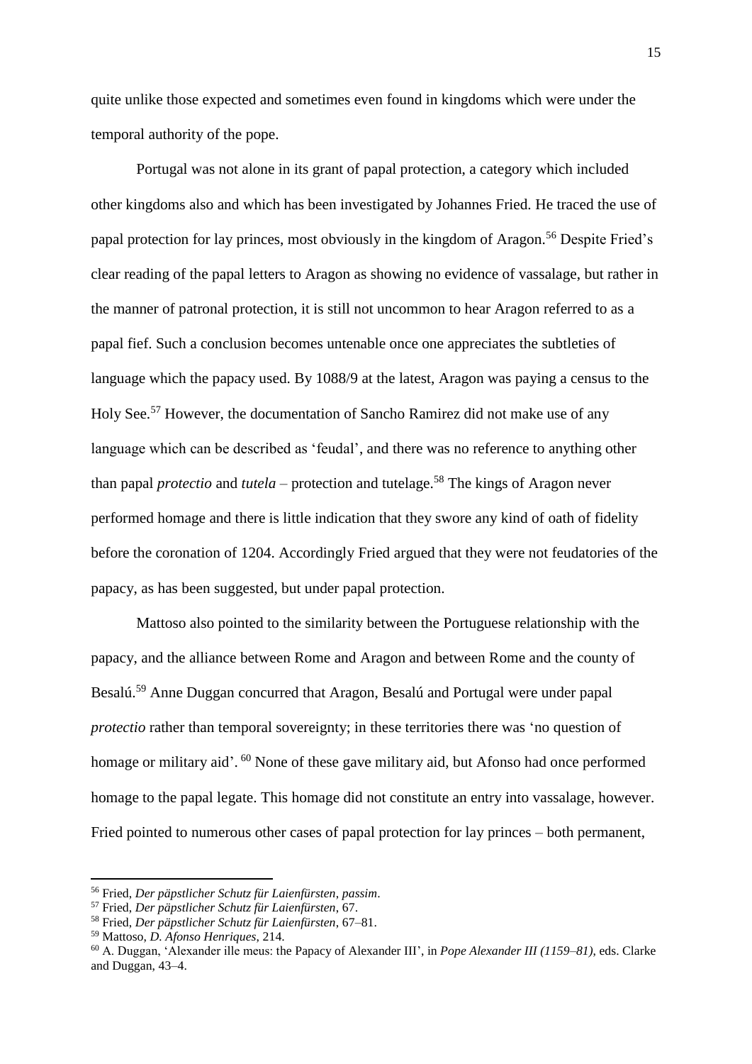quite unlike those expected and sometimes even found in kingdoms which were under the temporal authority of the pope.

Portugal was not alone in its grant of papal protection, a category which included other kingdoms also and which has been investigated by Johannes Fried. He traced the use of papal protection for lay princes, most obviously in the kingdom of Aragon.[56] Despite Fried's clear reading of the papal letters to Aragon as showing no evidence of vassalage, but rather in the manner of patronal protection, it is still not uncommon to hear Aragon referred to as a papal fief. Such a conclusion becomes untenable once one appreciates the subtleties of language which the papacy used. By 1088/9 at the latest, Aragon was paying a census to the Holy See.[57] However, the documentation of Sancho Ramirez did not make use of any language which can be described as 'feudal', and there was no reference to anything other than papal *protectio* and *tutela* – protection and tutelage.[58] The kings of Aragon never performed homage and there is little indication that they swore any kind of oath of fidelity before the coronation of 1204. Accordingly Fried argued that they were not feudatories of the papacy, as has been suggested, but under papal protection.

Mattoso also pointed to the similarity between the Portuguese relationship with the papacy, and the alliance between Rome and Aragon and between Rome and the county of Besalú.[59] Anne Duggan concurred that Aragon, Besalú and Portugal were under papal *protectio* rather than temporal sovereignty; in these territories there was 'no question of homage or military aid'. [60] None of these gave military aid, but Afonso had once performed homage to the papal legate. This homage did not constitute an entry into vassalage, however. Fried pointed to numerous other cases of papal protection for lay princes – both permanent,

---

[56] Fried, *Der päpstlicher Schutz für Laienfürsten*, *passim*.

[57] Fried, *Der päpstlicher Schutz für Laienfürsten*, 67.

[58] Fried, *Der päpstlicher Schutz für Laienfürsten*, 67–81.

[59] Mattoso, *D. Afonso Henriques*, 214.

[60] A. Duggan, 'Alexander ille meus: the Papacy of Alexander III', in *Pope Alexander III (1159–81)*, eds. Clarke and Duggan, 43–4.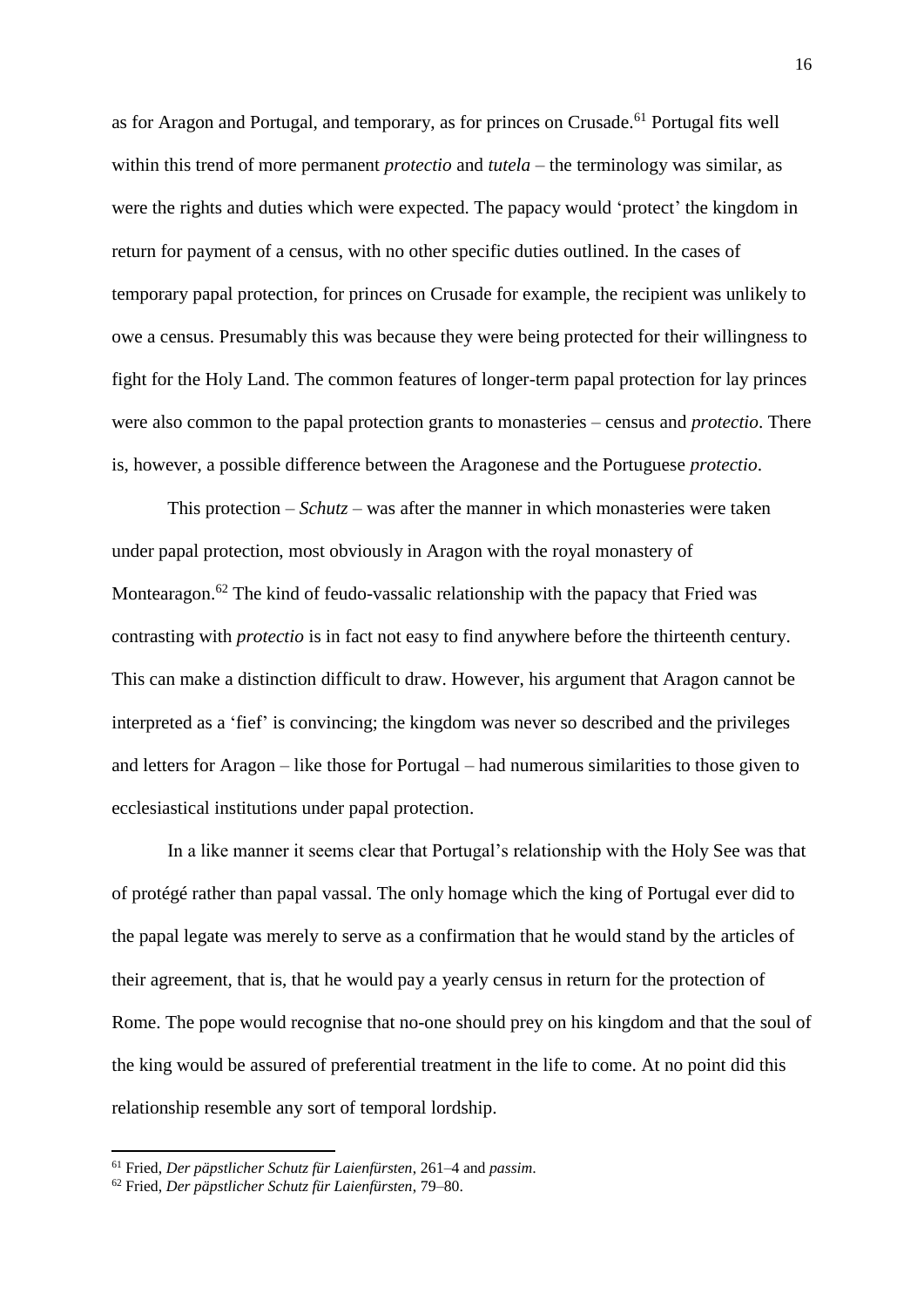as for Aragon and Portugal, and temporary, as for princes on Crusade.[61] Portugal fits well within this trend of more permanent *protectio* and *tutela* – the terminology was similar, as were the rights and duties which were expected. The papacy would 'protect' the kingdom in return for payment of a census, with no other specific duties outlined. In the cases of temporary papal protection, for princes on Crusade for example, the recipient was unlikely to owe a census. Presumably this was because they were being protected for their willingness to fight for the Holy Land. The common features of longer-term papal protection for lay princes were also common to the papal protection grants to monasteries – census and *protectio*. There is, however, a possible difference between the Aragonese and the Portuguese *protectio*.

This protection – *Schutz* – was after the manner in which monasteries were taken under papal protection, most obviously in Aragon with the royal monastery of Montearagon.[62] The kind of feudo-vassalic relationship with the papacy that Fried was contrasting with *protectio* is in fact not easy to find anywhere before the thirteenth century. This can make a distinction difficult to draw. However, his argument that Aragon cannot be interpreted as a 'fief' is convincing; the kingdom was never so described and the privileges and letters for Aragon – like those for Portugal – had numerous similarities to those given to ecclesiastical institutions under papal protection.

In a like manner it seems clear that Portugal's relationship with the Holy See was that of protégé rather than papal vassal. The only homage which the king of Portugal ever did to the papal legate was merely to serve as a confirmation that he would stand by the articles of their agreement, that is, that he would pay a yearly census in return for the protection of Rome. The pope would recognise that no-one should prey on his kingdom and that the soul of the king would be assured of preferential treatment in the life to come. At no point did this relationship resemble any sort of temporal lordship.

[61] Fried, *Der päpstlicher Schutz für Laienfürsten*, 261–4 and *passim*.

[62] Fried, *Der päpstlicher Schutz für Laienfürsten*, 79–80.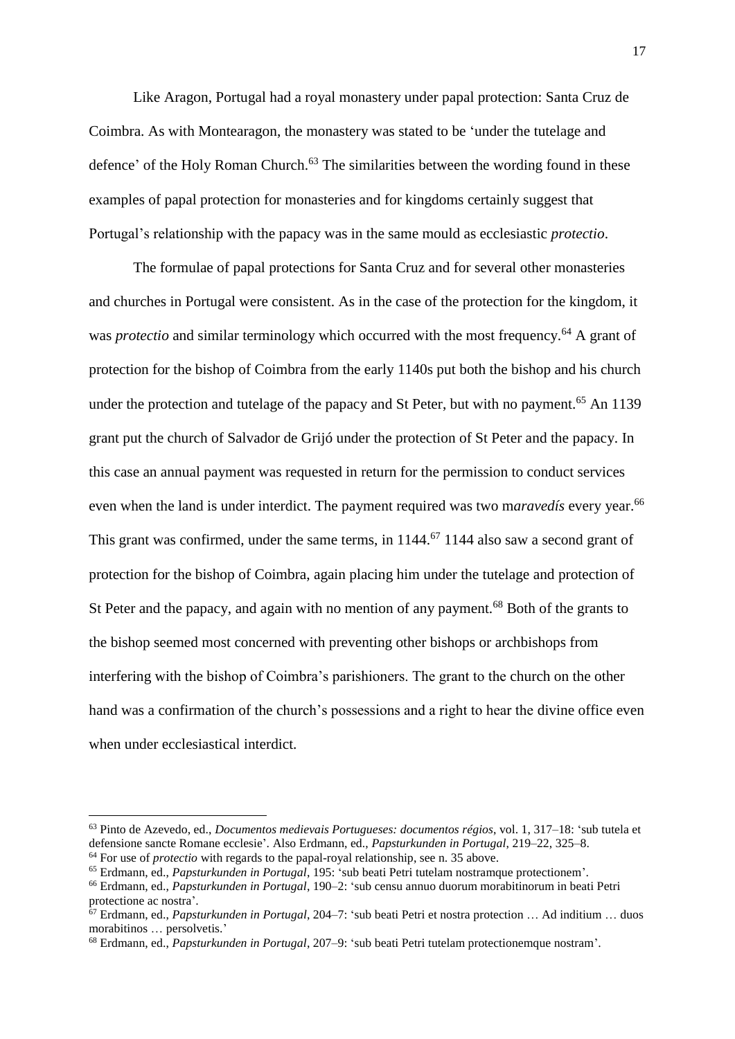Like Aragon, Portugal had a royal monastery under papal protection: Santa Cruz de Coimbra. As with Montearagon, the monastery was stated to be 'under the tutelage and defence' of the Holy Roman Church.[63] The similarities between the wording found in these examples of papal protection for monasteries and for kingdoms certainly suggest that Portugal's relationship with the papacy was in the same mould as ecclesiastic *protectio*.

The formulae of papal protections for Santa Cruz and for several other monasteries and churches in Portugal were consistent. As in the case of the protection for the kingdom, it was *protectio* and similar terminology which occurred with the most frequency.[64] A grant of protection for the bishop of Coimbra from the early 1140s put both the bishop and his church under the protection and tutelage of the papacy and St Peter, but with no payment.[65] An 1139 grant put the church of Salvador de Grijó under the protection of St Peter and the papacy. In this case an annual payment was requested in return for the permission to conduct services even when the land is under interdict. The payment required was two m*aravedís* every year.[66] This grant was confirmed, under the same terms, in 1144.[67] 1144 also saw a second grant of protection for the bishop of Coimbra, again placing him under the tutelage and protection of St Peter and the papacy, and again with no mention of any payment.[68] Both of the grants to the bishop seemed most concerned with preventing other bishops or archbishops from interfering with the bishop of Coimbra's parishioners. The grant to the church on the other hand was a confirmation of the church's possessions and a right to hear the divine office even when under ecclesiastical interdict.

---

[63] Pinto de Azevedo, ed., *Documentos medievais Portugueses: documentos régios*, vol. 1, 317–18: 'sub tutela et defensione sancte Romane ecclesie'. Also Erdmann, ed., *Papsturkunden in Portugal*, 219–22, 325–8.

[64] For use of *protectio* with regards to the papal-royal relationship, see n. 35 above.

[65] Erdmann, ed., *Papsturkunden in Portugal*, 195: 'sub beati Petri tutelam nostramque protectionem'.

[66] Erdmann, ed., *Papsturkunden in Portugal*, 190–2: 'sub censu annuo duorum morabitinorum in beati Petri protectione ac nostra'.

[67] Erdmann, ed., *Papsturkunden in Portugal*, 204–7: 'sub beati Petri et nostra protection … Ad inditium … duos morabitinos … persolvetis.'

[68] Erdmann, ed., *Papsturkunden in Portugal*, 207–9: 'sub beati Petri tutelam protectionemque nostram'.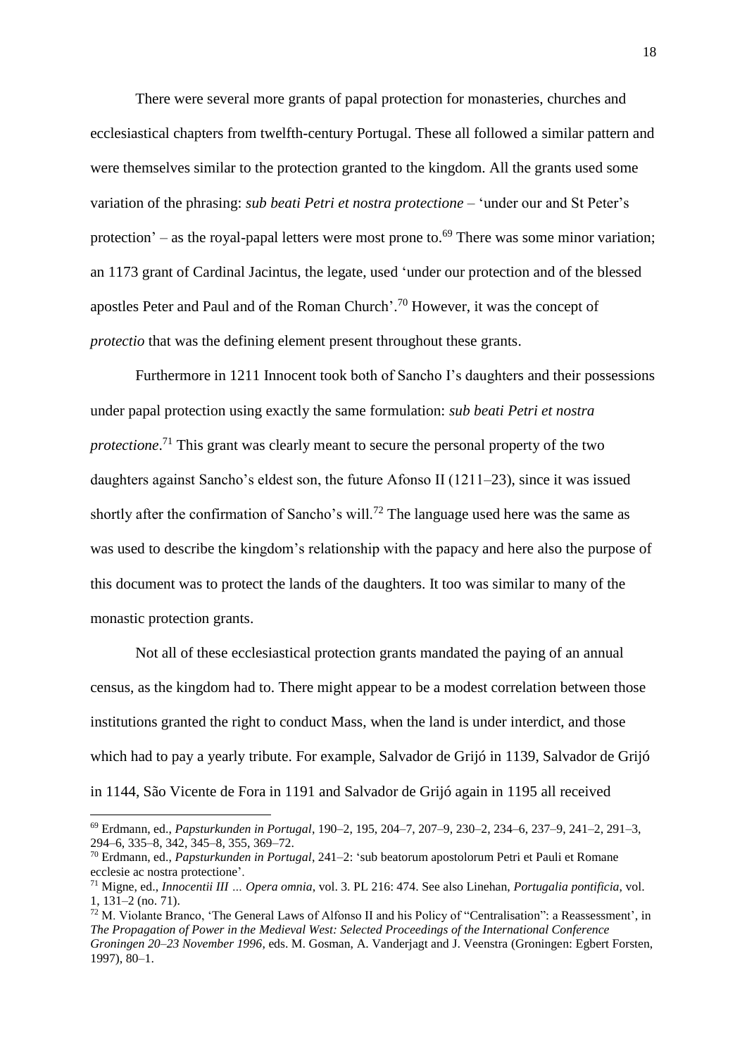There were several more grants of papal protection for monasteries, churches and ecclesiastical chapters from twelfth-century Portugal. These all followed a similar pattern and were themselves similar to the protection granted to the kingdom. All the grants used some variation of the phrasing: *sub beati Petri et nostra protectione* – 'under our and St Peter's protection' – as the royal-papal letters were most prone to.[69] There was some minor variation; an 1173 grant of Cardinal Jacintus, the legate, used 'under our protection and of the blessed apostles Peter and Paul and of the Roman Church'.[70] However, it was the concept of *protectio* that was the defining element present throughout these grants.

Furthermore in 1211 Innocent took both of Sancho I's daughters and their possessions under papal protection using exactly the same formulation: *sub beati Petri et nostra protectione*.[71] This grant was clearly meant to secure the personal property of the two daughters against Sancho's eldest son, the future Afonso II (1211–23), since it was issued shortly after the confirmation of Sancho's will.[72] The language used here was the same as was used to describe the kingdom's relationship with the papacy and here also the purpose of this document was to protect the lands of the daughters. It too was similar to many of the monastic protection grants.

Not all of these ecclesiastical protection grants mandated the paying of an annual census, as the kingdom had to. There might appear to be a modest correlation between those institutions granted the right to conduct Mass, when the land is under interdict, and those which had to pay a yearly tribute. For example, Salvador de Grijó in 1139, Salvador de Grijó in 1144, São Vicente de Fora in 1191 and Salvador de Grijó again in 1195 all received

---

[69] Erdmann, ed., *Papsturkunden in Portugal*, 190–2, 195, 204–7, 207–9, 230–2, 234–6, 237–9, 241–2, 291–3, 294–6, 335–8, 342, 345–8, 355, 369–72.

[70] Erdmann, ed., *Papsturkunden in Portugal*, 241–2: 'sub beatorum apostolorum Petri et Pauli et Romane ecclesie ac nostra protectione'.

[71] Migne, ed., *Innocentii III … Opera omnia*, vol. 3. PL 216: 474. See also Linehan, *Portugalia pontificia*, vol. 1, 131–2 (no. 71).

[72] M. Violante Branco, 'The General Laws of Alfonso II and his Policy of "Centralisation": a Reassessment', in *The Propagation of Power in the Medieval West: Selected Proceedings of the International Conference Groningen 20–23 November 1996*, eds. M. Gosman, A. Vanderjagt and J. Veenstra (Groningen: Egbert Forsten, 1997), 80–1.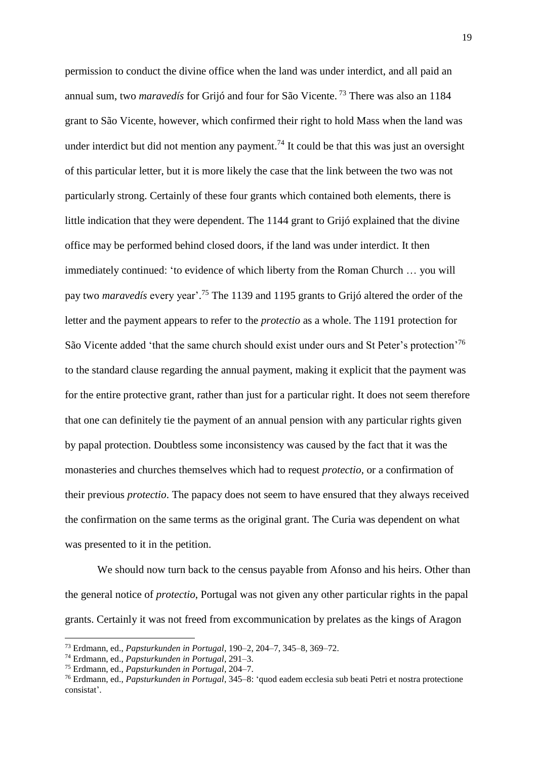permission to conduct the divine office when the land was under interdict, and all paid an annual sum, two *maravedís* for Grijó and four for São Vicente.[73] There was also an 1184 grant to São Vicente, however, which confirmed their right to hold Mass when the land was under interdict but did not mention any payment.[74] It could be that this was just an oversight of this particular letter, but it is more likely the case that the link between the two was not particularly strong. Certainly of these four grants which contained both elements, there is little indication that they were dependent. The 1144 grant to Grijó explained that the divine office may be performed behind closed doors, if the land was under interdict. It then immediately continued: 'to evidence of which liberty from the Roman Church … you will pay two *maravedís* every year'.[75] The 1139 and 1195 grants to Grijó altered the order of the letter and the payment appears to refer to the *protectio* as a whole. The 1191 protection for São Vicente added 'that the same church should exist under ours and St Peter's protection'[76] to the standard clause regarding the annual payment, making it explicit that the payment was for the entire protective grant, rather than just for a particular right. It does not seem therefore that one can definitely tie the payment of an annual pension with any particular rights given by papal protection. Doubtless some inconsistency was caused by the fact that it was the monasteries and churches themselves which had to request *protectio*, or a confirmation of their previous *protectio*. The papacy does not seem to have ensured that they always received the confirmation on the same terms as the original grant. The Curia was dependent on what was presented to it in the petition.

We should now turn back to the census payable from Afonso and his heirs. Other than the general notice of *protectio*, Portugal was not given any other particular rights in the papal grants. Certainly it was not freed from excommunication by prelates as the kings of Aragon

---

[73] Erdmann, ed., *Papsturkunden in Portugal*, 190–2, 204–7, 345–8, 369–72.

[74] Erdmann, ed., *Papsturkunden in Portugal*, 291–3.

[75] Erdmann, ed., *Papsturkunden in Portugal*, 204–7.

[76] Erdmann, ed., *Papsturkunden in Portugal*, 345–8: 'quod eadem ecclesia sub beati Petri et nostra protectione consistat'.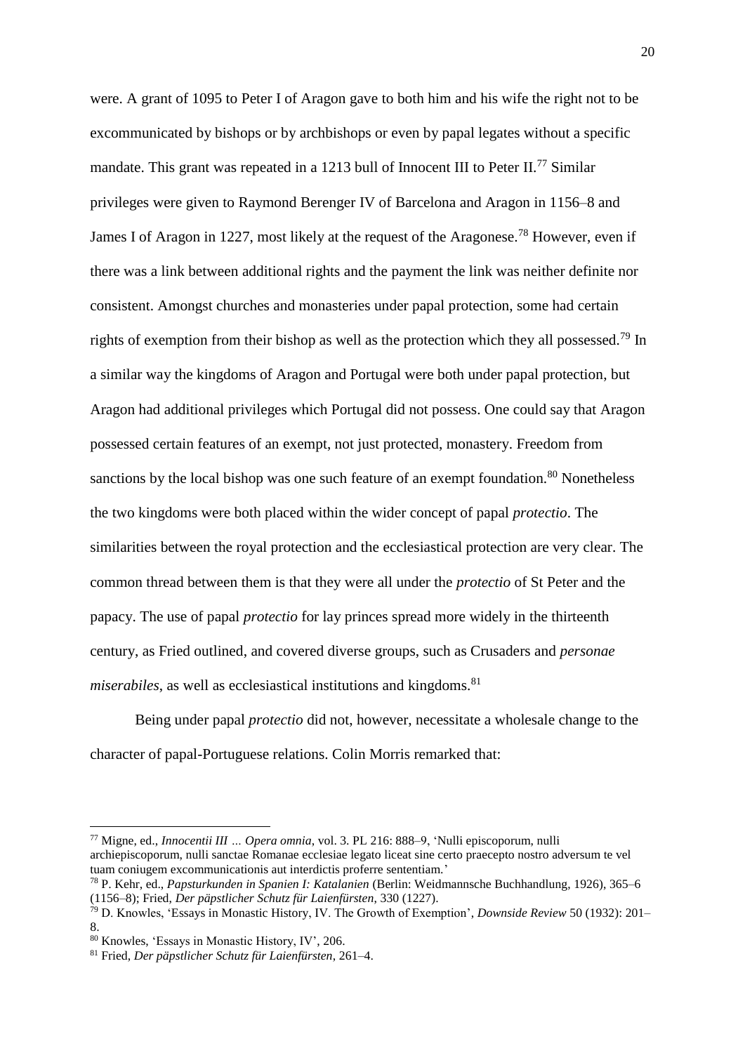were. A grant of 1095 to Peter I of Aragon gave to both him and his wife the right not to be excommunicated by bishops or by archbishops or even by papal legates without a specific mandate. This grant was repeated in a 1213 bull of Innocent III to Peter II.[77] Similar privileges were given to Raymond Berenger IV of Barcelona and Aragon in 1156–8 and James I of Aragon in 1227, most likely at the request of the Aragonese.[78] However, even if there was a link between additional rights and the payment the link was neither definite nor consistent. Amongst churches and monasteries under papal protection, some had certain rights of exemption from their bishop as well as the protection which they all possessed.[79] In a similar way the kingdoms of Aragon and Portugal were both under papal protection, but Aragon had additional privileges which Portugal did not possess. One could say that Aragon possessed certain features of an exempt, not just protected, monastery. Freedom from sanctions by the local bishop was one such feature of an exempt foundation.[80] Nonetheless the two kingdoms were both placed within the wider concept of papal *protectio*. The similarities between the royal protection and the ecclesiastical protection are very clear. The common thread between them is that they were all under the *protectio* of St Peter and the papacy. The use of papal *protectio* for lay princes spread more widely in the thirteenth century, as Fried outlined, and covered diverse groups, such as Crusaders and *personae miserabiles*, as well as ecclesiastical institutions and kingdoms.[81]

Being under papal *protectio* did not, however, necessitate a wholesale change to the character of papal-Portuguese relations. Colin Morris remarked that:

---

[77] Migne, ed., *Innocentii III ... Opera omnia*, vol. 3. PL 216: 888–9, 'Nulli episcoporum, nulli archiepiscoporum, nulli sanctae Romanae ecclesiae legato liceat sine certo praecepto nostro adversum te vel tuam coniugem excommunicationis aut interdictis proferre sententiam.'

[78] P. Kehr, ed., *Papsturkunden in Spanien I: Katalanien* (Berlin: Weidmannsche Buchhandlung, 1926), 365–6 (1156–8); Fried, *Der päpstlicher Schutz für Laienfürsten*, 330 (1227).

[79] D. Knowles, 'Essays in Monastic History, IV. The Growth of Exemption', *Downside Review* 50 (1932): 201–8.

[80] Knowles, 'Essays in Monastic History, IV', 206.

[81] Fried, *Der päpstlicher Schutz für Laienfürsten*, 261–4.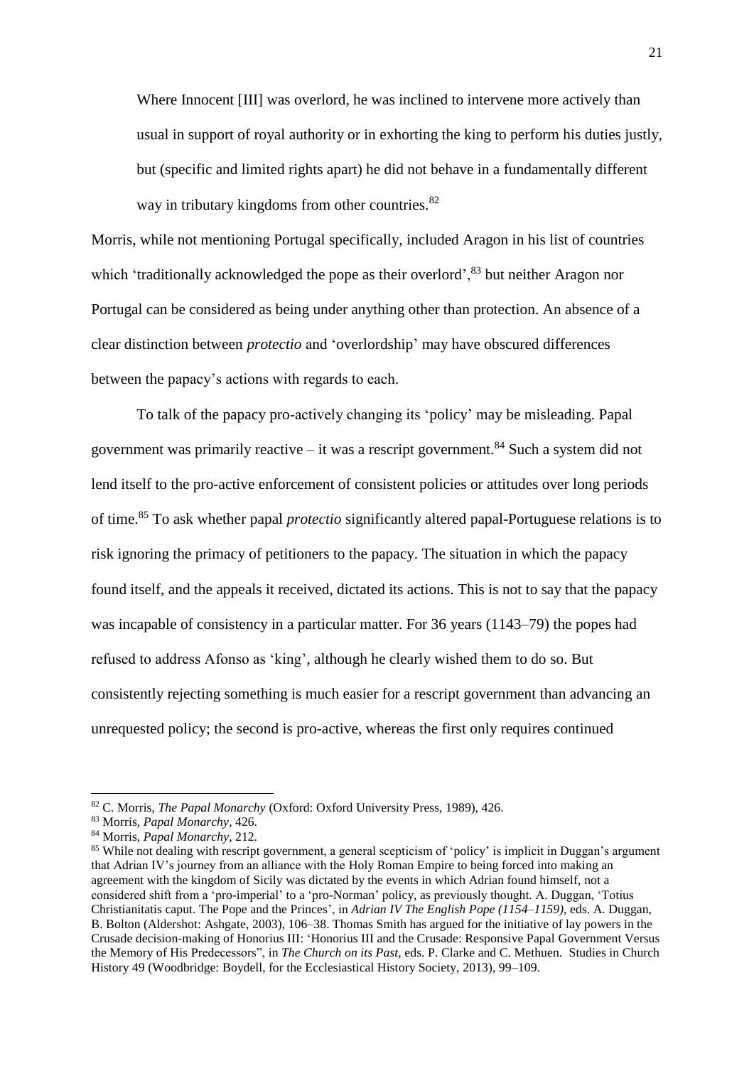> Where Innocent [III] was overlord, he was inclined to intervene more actively than usual in support of royal authority or in exhorting the king to perform his duties justly, but (specific and limited rights apart) he did not behave in a fundamentally different way in tributary kingdoms from other countries.[82]

Morris, while not mentioning Portugal specifically, included Aragon in his list of countries which 'traditionally acknowledged the pope as their overlord',[83] but neither Aragon nor Portugal can be considered as being under anything other than protection. An absence of a clear distinction between *protectio* and 'overlordship' may have obscured differences between the papacy's actions with regards to each.

To talk of the papacy pro-actively changing its 'policy' may be misleading. Papal government was primarily reactive – it was a rescript government.[84] Such a system did not lend itself to the pro-active enforcement of consistent policies or attitudes over long periods of time.[85] To ask whether papal *protectio* significantly altered papal-Portuguese relations is to risk ignoring the primacy of petitioners to the papacy. The situation in which the papacy found itself, and the appeals it received, dictated its actions. This is not to say that the papacy was incapable of consistency in a particular matter. For 36 years (1143–79) the popes had refused to address Afonso as 'king', although he clearly wished them to do so. But consistently rejecting something is much easier for a rescript government than advancing an unrequested policy; the second is pro-active, whereas the first only requires continued

---

[82] C. Morris, *The Papal Monarchy* (Oxford: Oxford University Press, 1989), 426.

[83] Morris, *Papal Monarchy*, 426.

[84] Morris, *Papal Monarchy*, 212.

[85] While not dealing with rescript government, a general scepticism of 'policy' is implicit in Duggan's argument that Adrian IV's journey from an alliance with the Holy Roman Empire to being forced into making an agreement with the kingdom of Sicily was dictated by the events in which Adrian found himself, not a considered shift from a 'pro-imperial' to a 'pro-Norman' policy, as previously thought. A. Duggan, 'Totius Christianitatis caput. The Pope and the Princes', in *Adrian IV The English Pope (1154–1159)*, eds. A. Duggan, B. Bolton (Aldershot: Ashgate, 2003), 106–38. Thomas Smith has argued for the initiative of lay powers in the Crusade decision-making of Honorius III: 'Honorius III and the Crusade: Responsive Papal Government Versus the Memory of His Predecessors", in *The Church on its Past*, eds. P. Clarke and C. Methuen. Studies in Church History 49 (Woodbridge: Boydell, for the Ecclesiastical History Society, 2013), 99–109.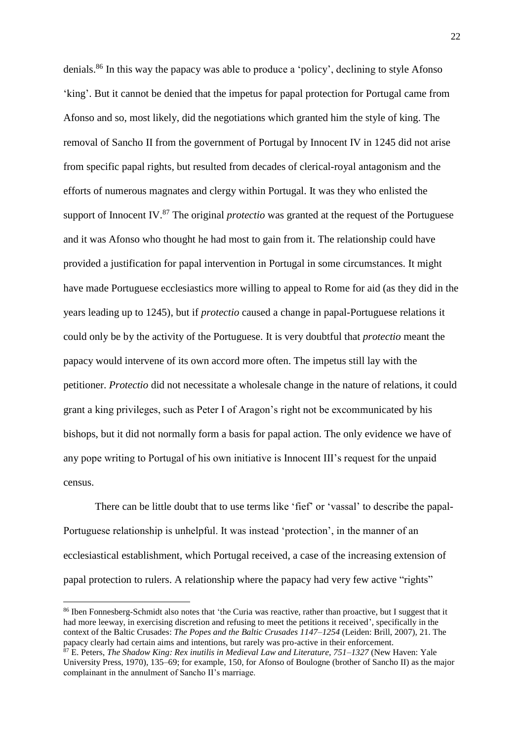denials.[86] In this way the papacy was able to produce a 'policy', declining to style Afonso 'king'. But it cannot be denied that the impetus for papal protection for Portugal came from Afonso and so, most likely, did the negotiations which granted him the style of king. The removal of Sancho II from the government of Portugal by Innocent IV in 1245 did not arise from specific papal rights, but resulted from decades of clerical-royal antagonism and the efforts of numerous magnates and clergy within Portugal. It was they who enlisted the support of Innocent IV.[87] The original *protectio* was granted at the request of the Portuguese and it was Afonso who thought he had most to gain from it. The relationship could have provided a justification for papal intervention in Portugal in some circumstances. It might have made Portuguese ecclesiastics more willing to appeal to Rome for aid (as they did in the years leading up to 1245), but if *protectio* caused a change in papal-Portuguese relations it could only be by the activity of the Portuguese. It is very doubtful that *protectio* meant the papacy would intervene of its own accord more often. The impetus still lay with the petitioner. *Protectio* did not necessitate a wholesale change in the nature of relations, it could grant a king privileges, such as Peter I of Aragon's right not be excommunicated by his bishops, but it did not normally form a basis for papal action. The only evidence we have of any pope writing to Portugal of his own initiative is Innocent III's request for the unpaid census.

There can be little doubt that to use terms like 'fief' or 'vassal' to describe the papal-Portuguese relationship is unhelpful. It was instead 'protection', in the manner of an ecclesiastical establishment, which Portugal received, a case of the increasing extension of papal protection to rulers. A relationship where the papacy had very few active "rights"

---

[86] Iben Fonnesberg-Schmidt also notes that 'the Curia was reactive, rather than proactive, but I suggest that it had more leeway, in exercising discretion and refusing to meet the petitions it received', specifically in the context of the Baltic Crusades: *The Popes and the Baltic Crusades 1147–1254* (Leiden: Brill, 2007), 21. The papacy clearly had certain aims and intentions, but rarely was pro-active in their enforcement.

[87] E. Peters, *The Shadow King: Rex inutilis in Medieval Law and Literature, 751–1327* (New Haven: Yale University Press, 1970), 135–69; for example, 150, for Afonso of Boulogne (brother of Sancho II) as the major complainant in the annulment of Sancho II's marriage.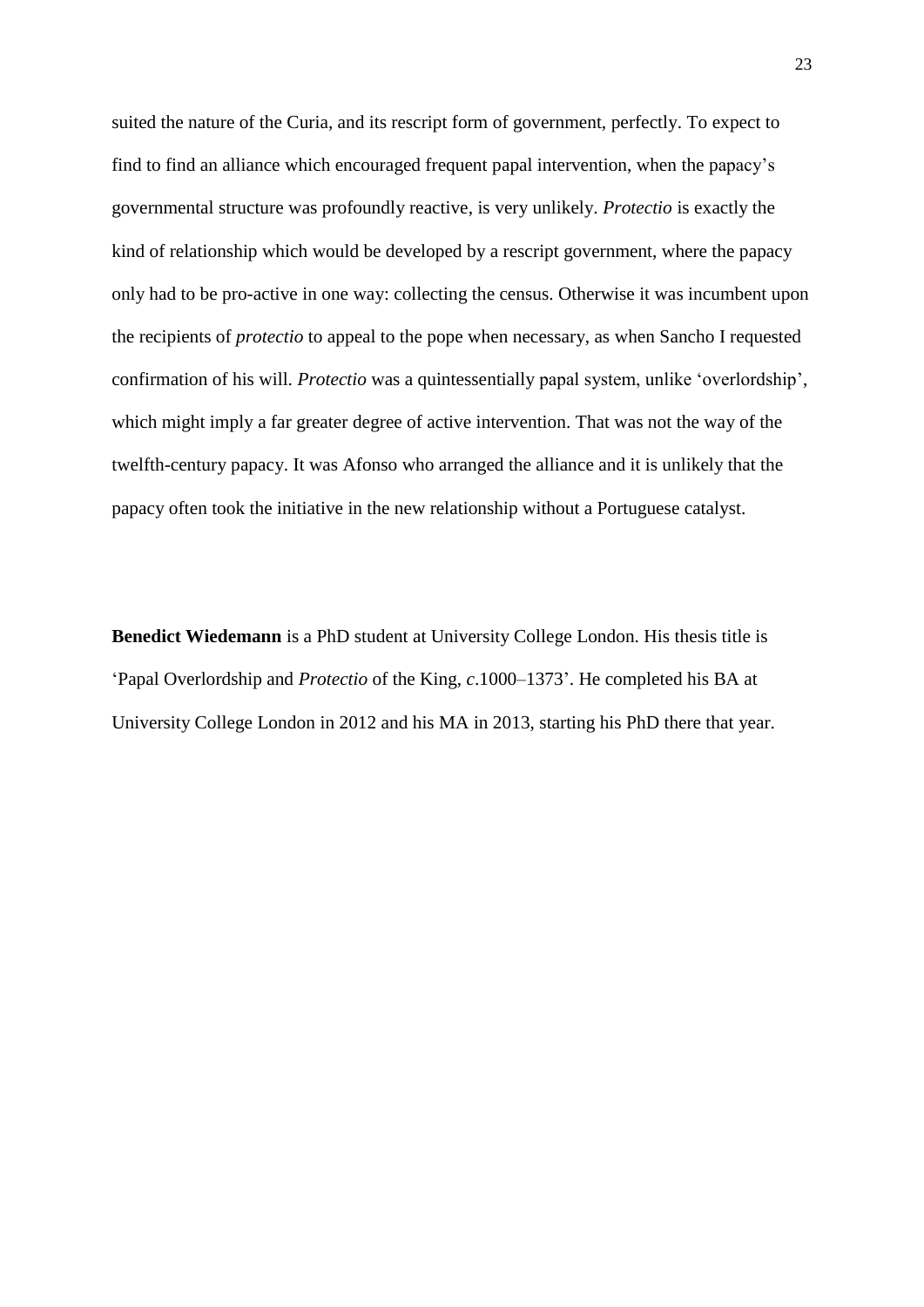suited the nature of the Curia, and its rescript form of government, perfectly. To expect to find to find an alliance which encouraged frequent papal intervention, when the papacy's governmental structure was profoundly reactive, is very unlikely. *Protectio* is exactly the kind of relationship which would be developed by a rescript government, where the papacy only had to be pro-active in one way: collecting the census. Otherwise it was incumbent upon the recipients of *protectio* to appeal to the pope when necessary, as when Sancho I requested confirmation of his will. *Protectio* was a quintessentially papal system, unlike 'overlordship', which might imply a far greater degree of active intervention. That was not the way of the twelfth-century papacy. It was Afonso who arranged the alliance and it is unlikely that the papacy often took the initiative in the new relationship without a Portuguese catalyst.

**Benedict Wiedemann** is a PhD student at University College London. His thesis title is 'Papal Overlordship and *Protectio* of the King, *c*.1000–1373'. He completed his BA at University College London in 2012 and his MA in 2013, starting his PhD there that year.